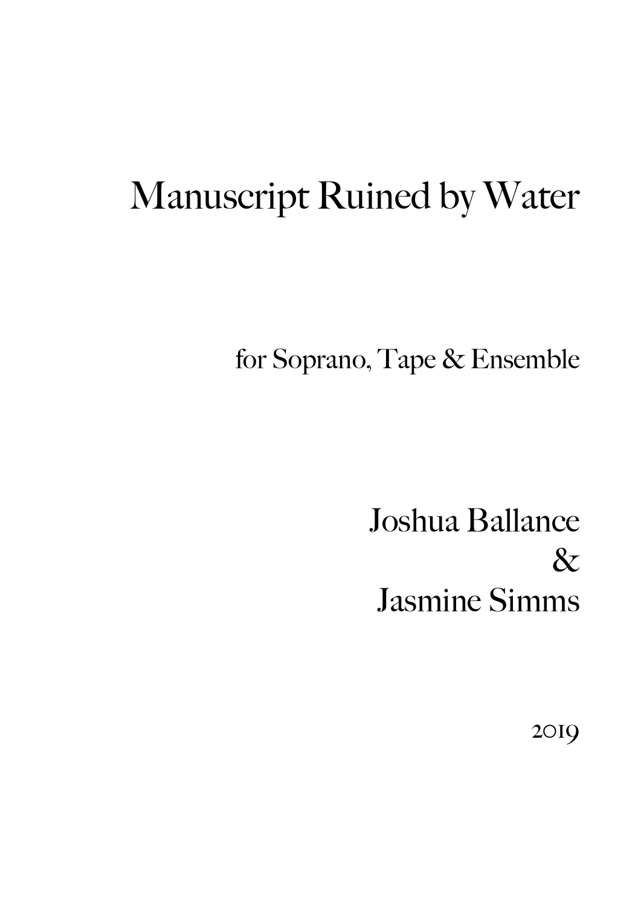# Manuscript Ruined by Water

for Soprano, Tape & Ensemble

Joshua Ballance
&
Jasmine Simms

2019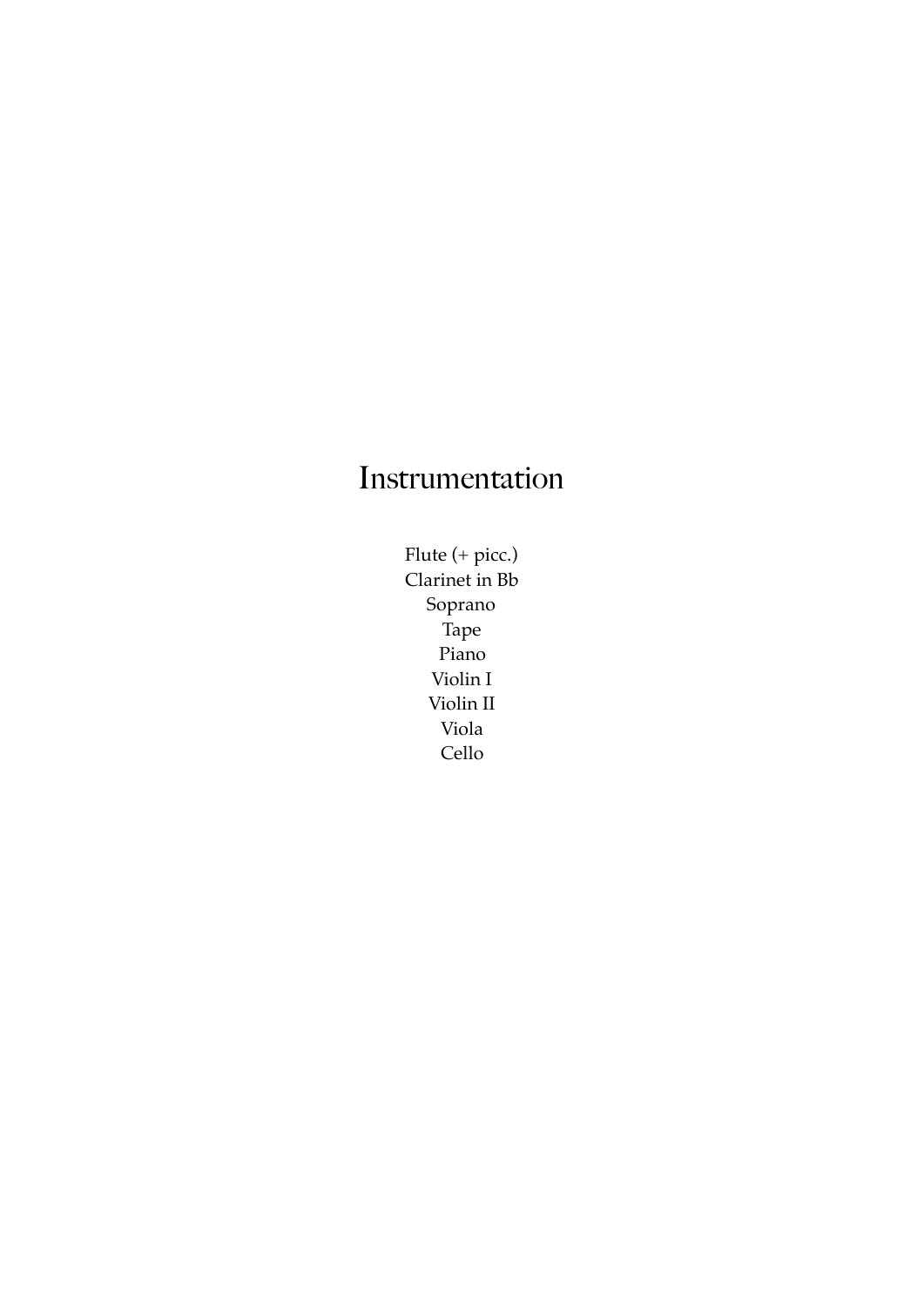# Instrumentation

Flute (+ picc.)
Clarinet in Bb
Soprano
Tape
Piano
Violin I
Violin II
Viola
Cello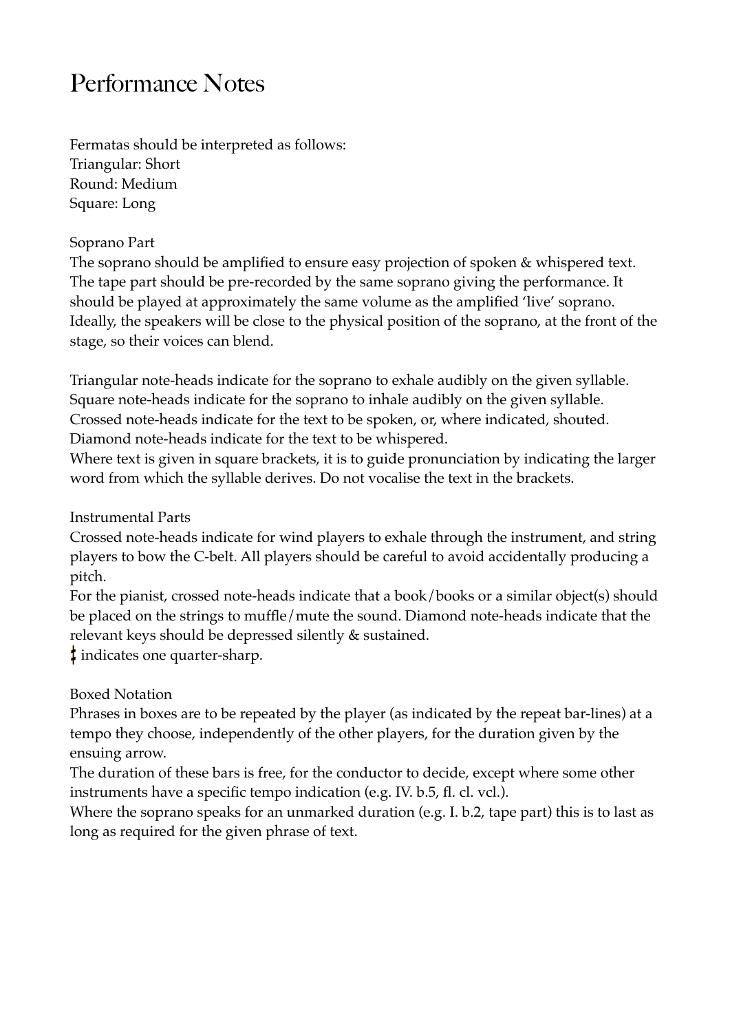# Performance Notes

Fermatas should be interpreted as follows:
Triangular: Short
Round: Medium
Square: Long

Soprano Part
The soprano should be amplified to ensure easy projection of spoken & whispered text. The tape part should be pre-recorded by the same soprano giving the performance. It should be played at approximately the same volume as the amplified 'live' soprano. Ideally, the speakers will be close to the physical position of the soprano, at the front of the stage, so their voices can blend.

Triangular note-heads indicate for the soprano to exhale audibly on the given syllable.
Square note-heads indicate for the soprano to inhale audibly on the given syllable.
Crossed note-heads indicate for the text to be spoken, or, where indicated, shouted.
Diamond note-heads indicate for the text to be whispered.
Where text is given in square brackets, it is to guide pronunciation by indicating the larger word from which the syllable derives. Do not vocalise the text in the brackets.

Instrumental Parts
Crossed note-heads indicate for wind players to exhale through the instrument, and string players to bow the C-belt. All players should be careful to avoid accidentally producing a pitch.
For the pianist, crossed note-heads indicate that a book/books or a similar object(s) should be placed on the strings to muffle/mute the sound. Diamond note-heads indicate that the relevant keys should be depressed silently & sustained.
𝄲 indicates one quarter-sharp.

Boxed Notation
Phrases in boxes are to be repeated by the player (as indicated by the repeat bar-lines) at a tempo they choose, independently of the other players, for the duration given by the ensuing arrow.
The duration of these bars is free, for the conductor to decide, except where some other instruments have a specific tempo indication (e.g. IV. b.5, fl. cl. vcl.).
Where the soprano speaks for an unmarked duration (e.g. I. b.2, tape part) this is to last as long as required for the given phrase of text.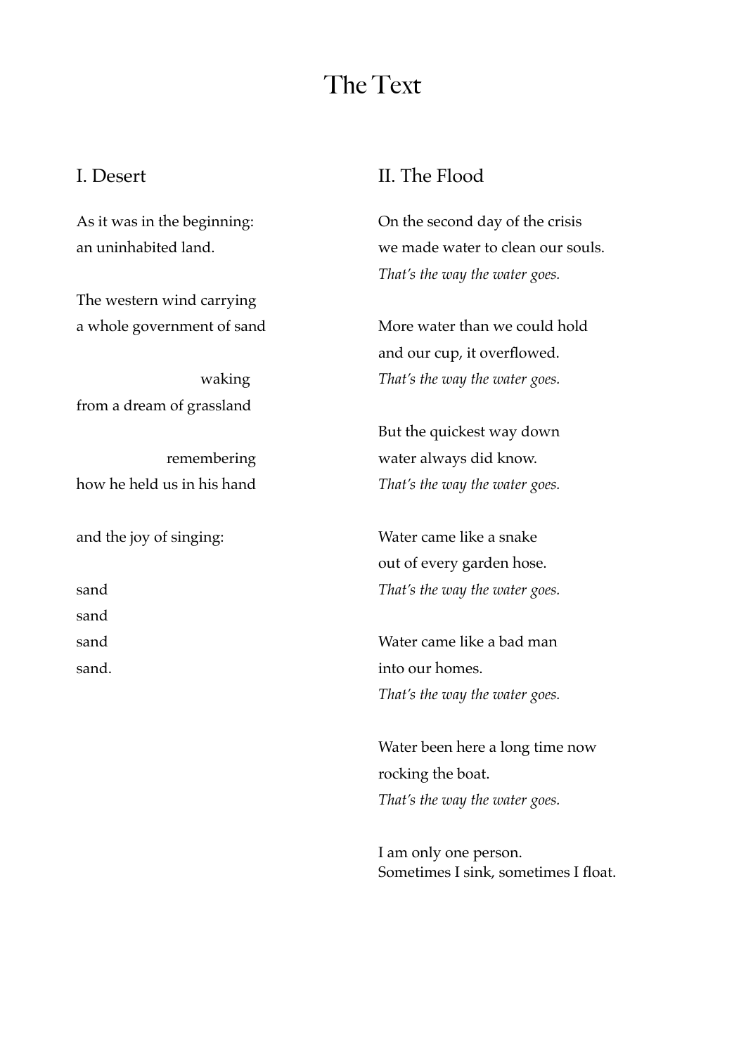# The Text

## I. Desert

As it was in the beginning:
an uninhabited land.

The western wind carrying
a whole government of sand

waking
from a dream of grassland

remembering
how he held us in his hand

and the joy of singing:

sand
sand
sand
sand.

## II. The Flood

On the second day of the crisis
we made water to clean our souls.
*That's the way the water goes.*

More water than we could hold
and our cup, it overflowed.
*That's the way the water goes.*

But the quickest way down
water always did know.
*That's the way the water goes.*

Water came like a snake
out of every garden hose.
*That's the way the water goes.*

Water came like a bad man
into our homes.
*That's the way the water goes.*

Water been here a long time now
rocking the boat.
*That's the way the water goes.*

I am only one person.
Sometimes I sink, sometimes I float.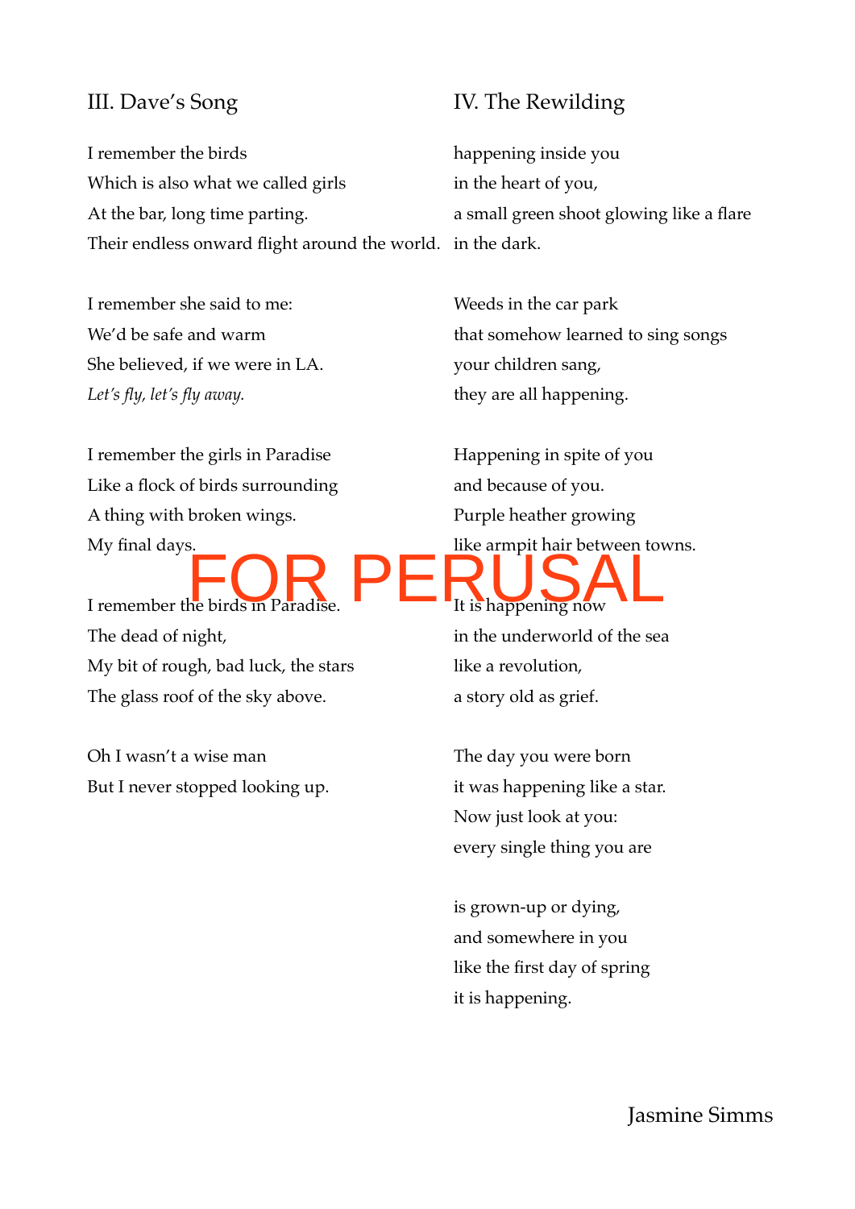## III. Dave's Song

I remember the birds
Which is also what we called girls
At the bar, long time parting.
Their endless onward flight around the world.

I remember she said to me:
We'd be safe and warm
She believed, if we were in LA.
*Let's fly, let's fly away.*

I remember the girls in Paradise
Like a flock of birds surrounding
A thing with broken wings.
My final days.

I remember the birds in Paradise.
The dead of night,
My bit of rough, bad luck, the stars
The glass roof of the sky above.

Oh I wasn't a wise man
But I never stopped looking up.

## IV. The Rewilding

happening inside you
in the heart of you,
a small green shoot glowing like a flare
in the dark.

Weeds in the car park
that somehow learned to sing songs
your children sang,
they are all happening.

Happening in spite of you
and because of you.
Purple heather growing
like armpit hair between towns.

It is happening now
in the underworld of the sea
like a revolution,
a story old as grief.

The day you were born
it was happening like a star.
Now just look at you:
every single thing you are

is grown-up or dying,
and somewhere in you
like the first day of spring
it is happening.

FOR PERUSAL

Jasmine Simms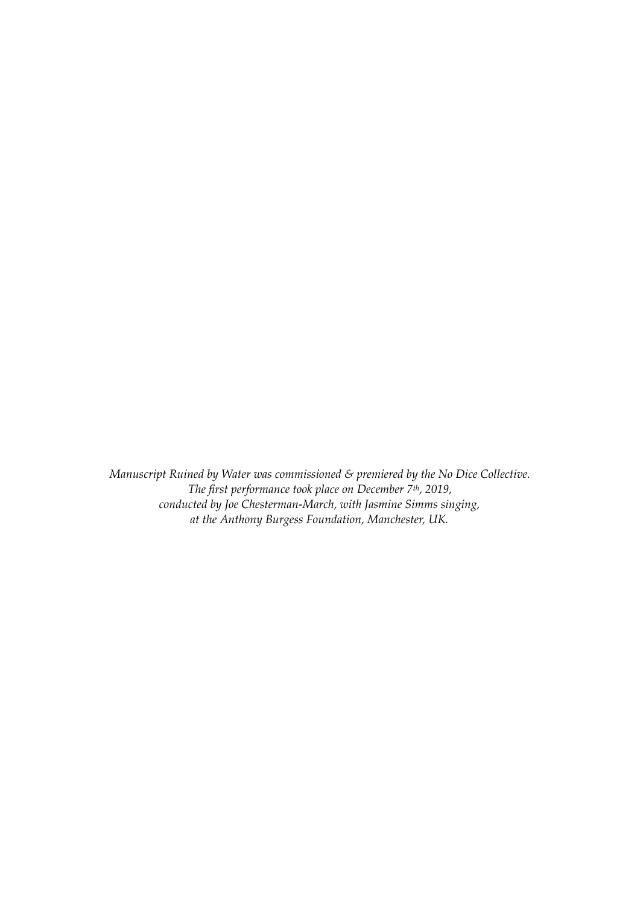*Manuscript Ruined by Water was commissioned & premiered by the No Dice Collective.*
*The first performance took place on December 7th, 2019,*
*conducted by Joe Chesterman-March, with Jasmine Simms singing,*
*at the Anthony Burgess Foundation, Manchester, UK.*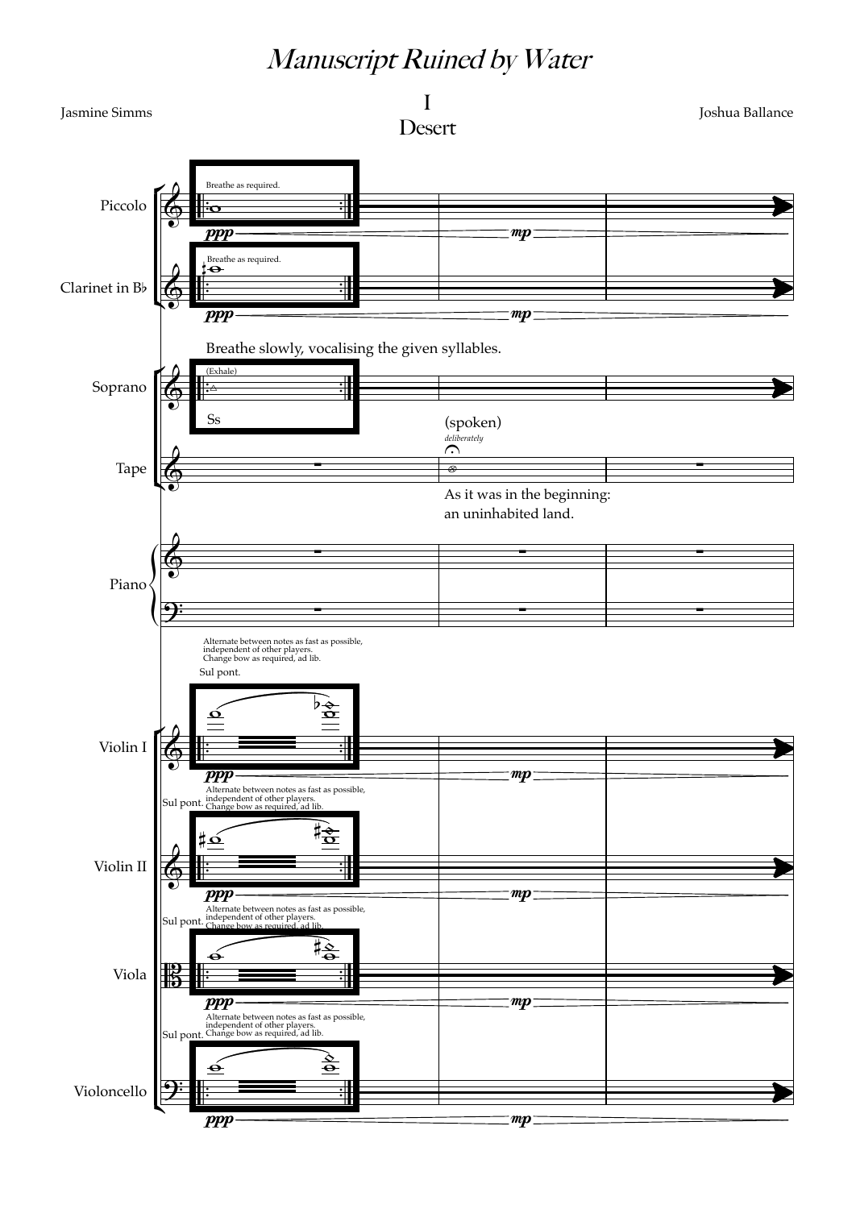# *Manuscript Ruined by Water*

## I
## Desert

Jasmine Simms

Joshua Ballance

Piccolo — Breathe as required. *ppp* — *mp*

Clarinet in B♭ — Breathe as required. *ppp* — *mp*

Breathe slowly, vocalising the given syllables.

Soprano — (Exhale) Ss

Tape — (spoken) *deliberately* As it was in the beginning: an uninhabited land.

Piano

Violin I — Alternate between notes as fast as possible, independent of other players. Change bow as required, ad lib. Sul pont. *ppp* — *mp*

Violin II — Sul pont. Alternate between notes as fast as possible, independent of other players. Change bow as required, ad lib. *ppp* — *mp*

Viola — Sul pont. Alternate between notes as fast as possible, independent of other players. Change bow as required, ad lib. *ppp* — *mp*

Violoncello — Sul pont. Alternate between notes as fast as possible, independent of other players. Change bow as required, ad lib. *ppp* — *mp*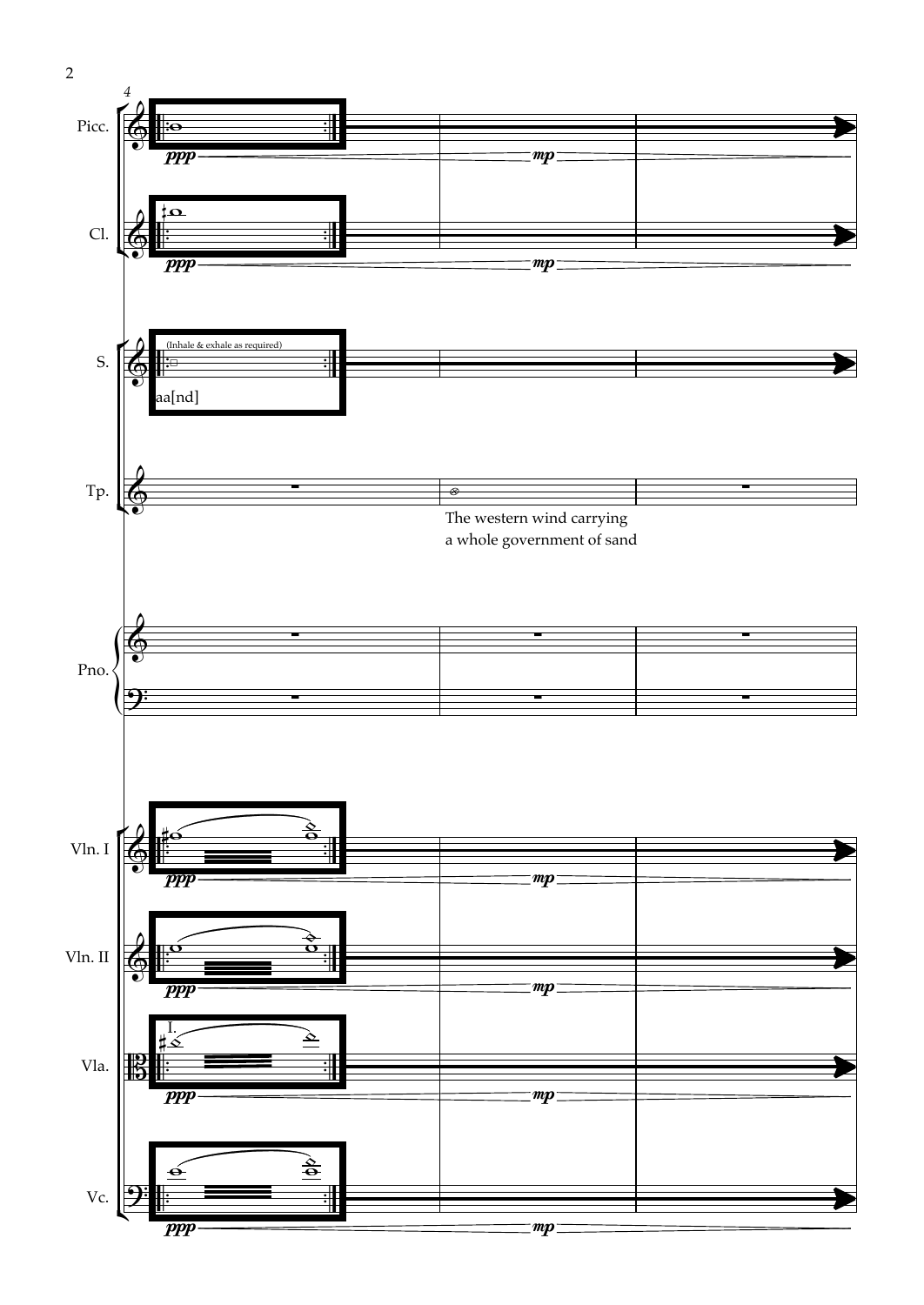Picc.

Cl.

(Inhale & exhale as required)

S.

aa[nd]

Tp.

The western wind carrying
a whole government of sand

Pno.

Vln. I

Vln. II

Vla.

Vc.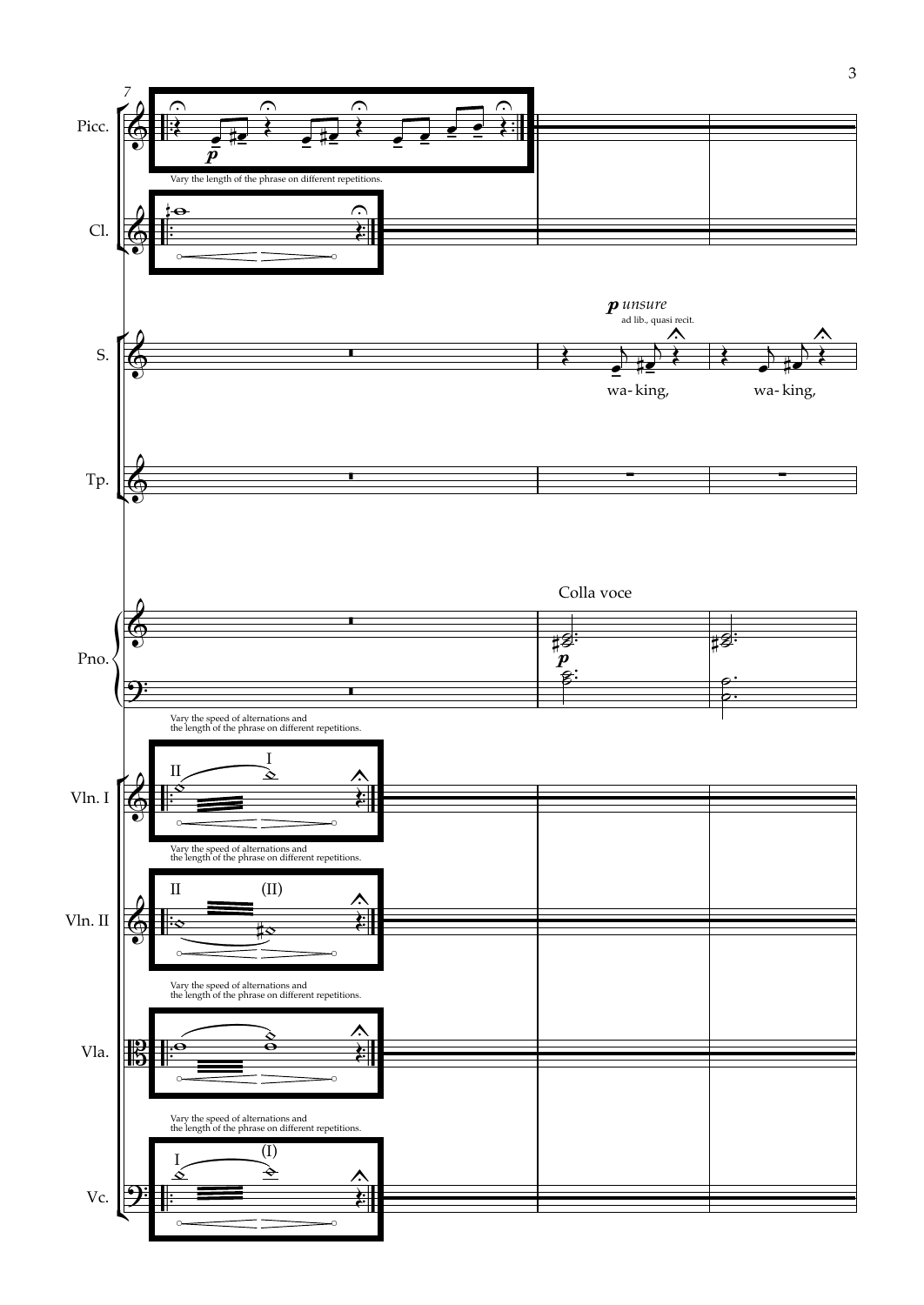Picc.

*p*

Vary the length of the phrase on different repetitions.

Cl.

S.

***p*** *unsure*

ad lib., quasi recit.

wa- king, wa- king,

Tp.

Colla voce

Pno.

*p*

Vary the speed of alternations and the length of the phrase on different repetitions.

Vln. I

II I

Vary the speed of alternations and the length of the phrase on different repetitions.

Vln. II

II (II)

Vary the speed of alternations and the length of the phrase on different repetitions.

Vla.

Vary the speed of alternations and the length of the phrase on different repetitions.

Vc.

I (I)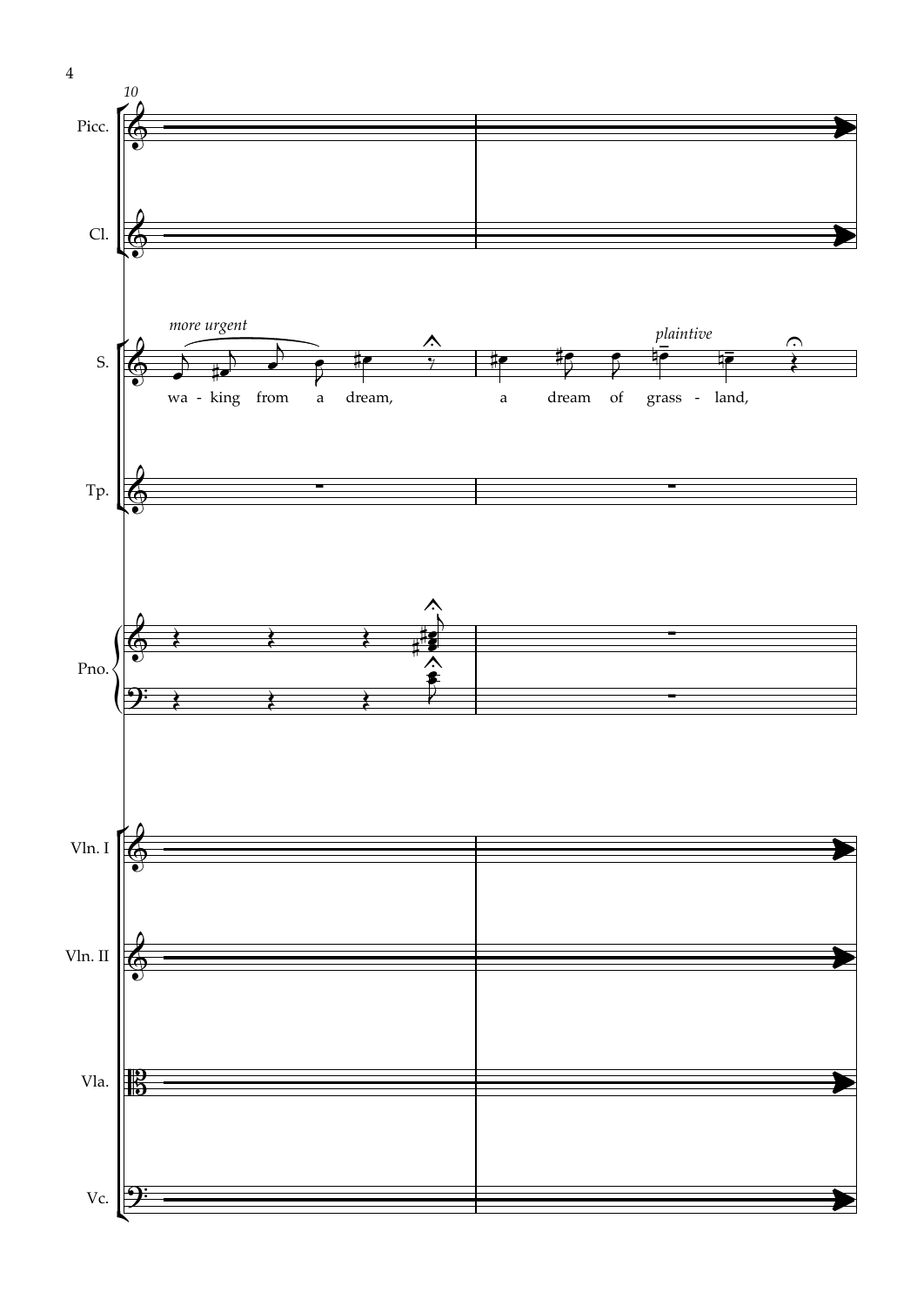10

Picc.

Cl.

*more urgent*

S.

wa - king from a dream,

a dream of grass - land,

*plaintive*

Tp.

Pno.

Vln. I

Vln. II

Vla.

Vc.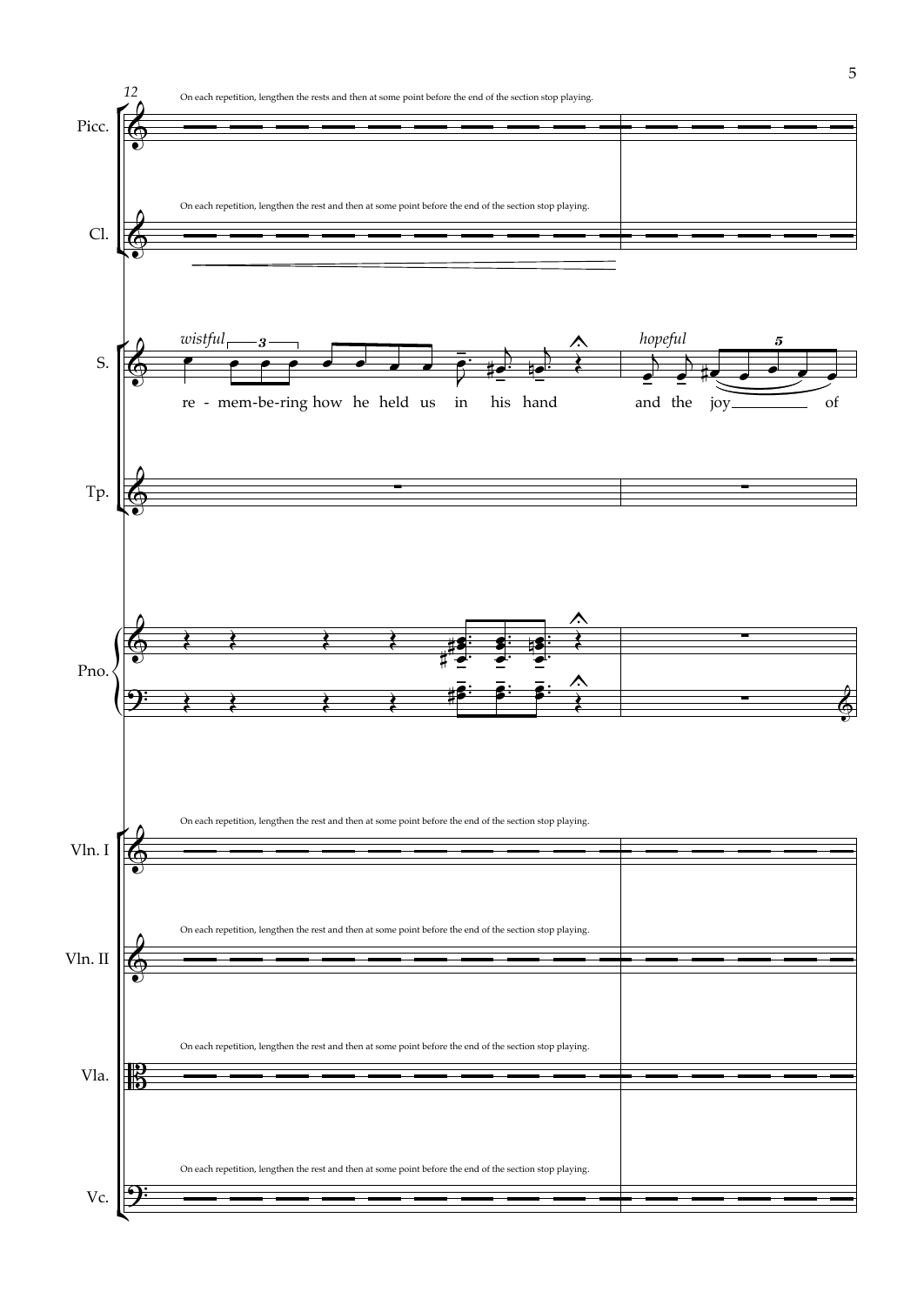12

On each repetition, lengthen the rests and then at some point before the end of the section stop playing.

Picc.

On each repetition, lengthen the rest and then at some point before the end of the section stop playing.

Cl.

*wistful* — *hopeful*

S.

re - mem-be-ring how he held us in his hand — and the joy — of

Tp.

Pno.

On each repetition, lengthen the rest and then at some point before the end of the section stop playing.

Vln. I

On each repetition, lengthen the rest and then at some point before the end of the section stop playing.

Vln. II

On each repetition, lengthen the rest and then at some point before the end of the section stop playing.

Vla.

On each repetition, lengthen the rest and then at some point before the end of the section stop playing.

Vc.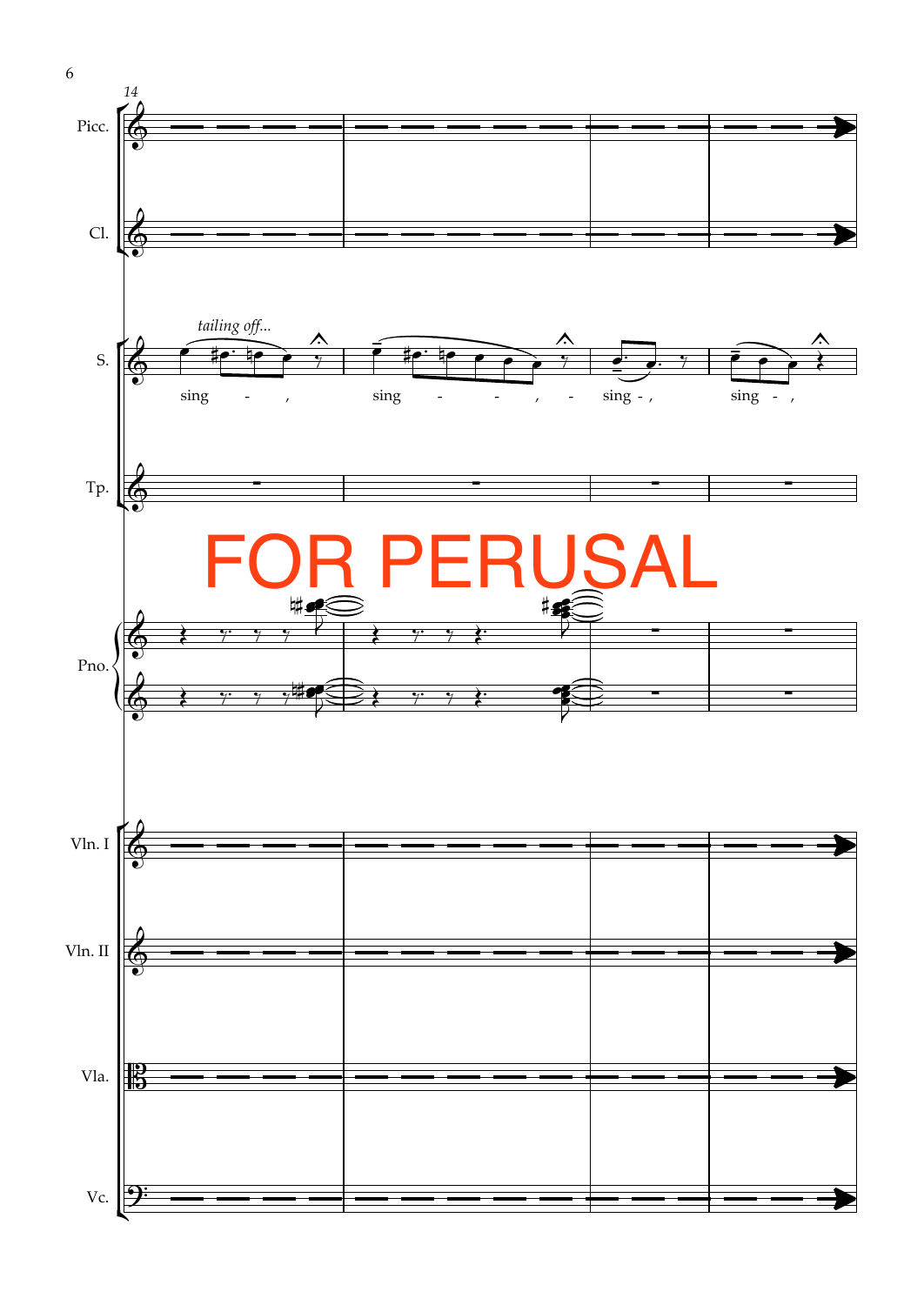Picc.

Cl.

S.

*tailing off...*

sing - , sing - - , - sing - , sing - ,

Tp.

FOR PERUSAL

Pno.

Vln. I

Vln. II

Vla.

Vc.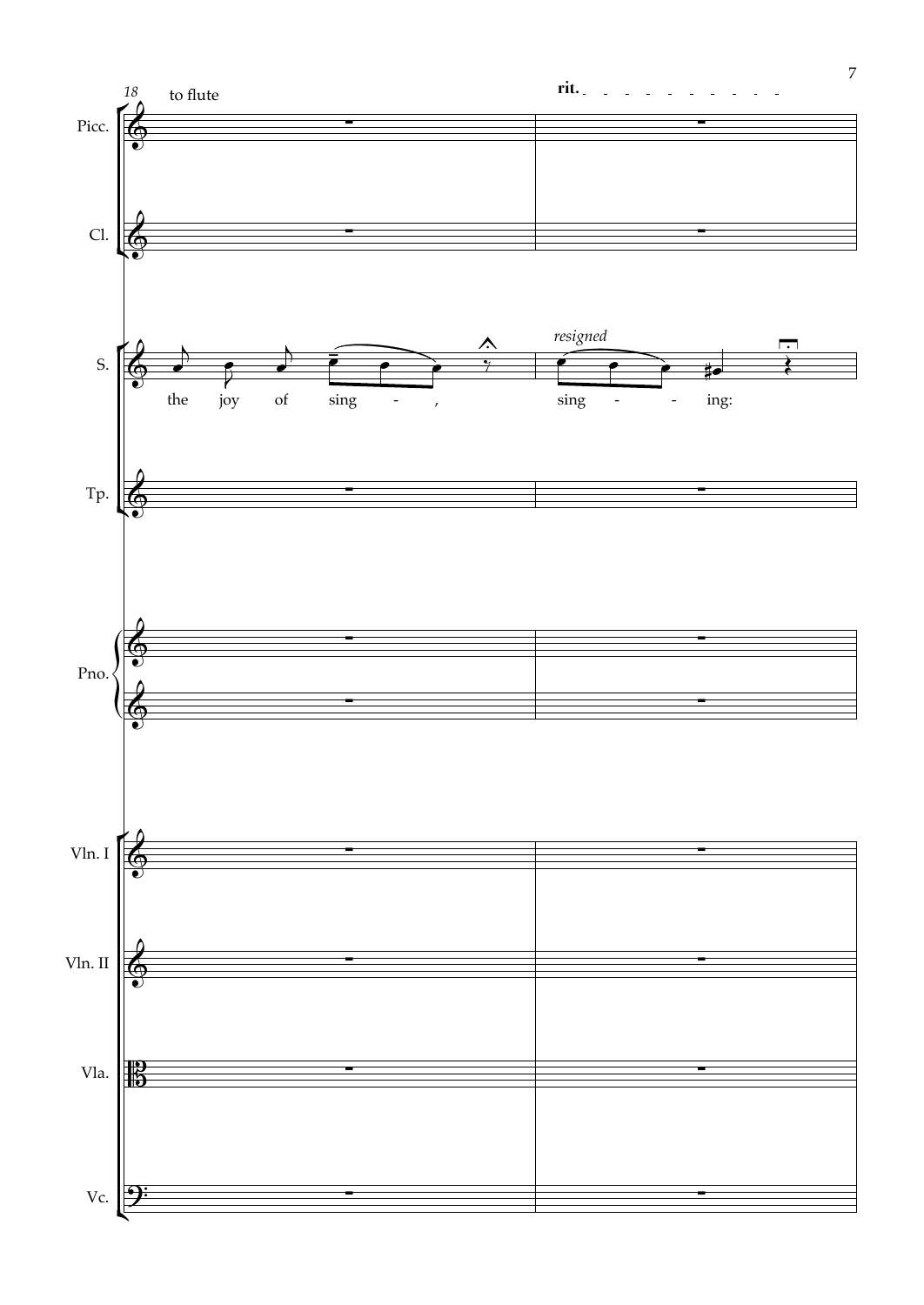18 to flute

rit.

Picc.

Cl.

*resigned*

S.

the joy of sing - , sing - - ing:

Tp.

Pno.

Vln. I

Vln. II

Vla.

Vc.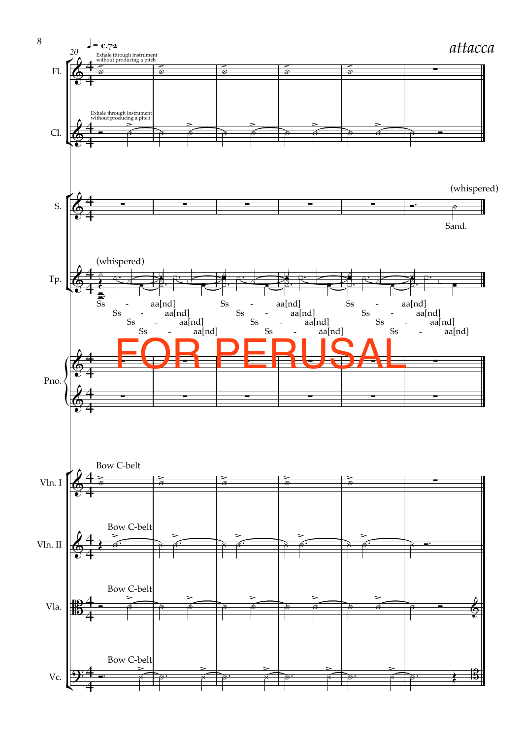♩ = c.72

*attacca*

Fl. — Exhale through instrument without producing a pitch

Cl. — Exhale through instrument without producing a pitch

S. — (whispered) Sand.

Tp. — (whispered) Ss - aa[nd] Ss - aa[nd] Ss - aa[nd] Ss - aa[nd]

Pno.

FOR PERUSAL

Vln. I — Bow C-belt

Vln. II — Bow C-belt

Vla. — Bow C-belt

Vc. — Bow C-belt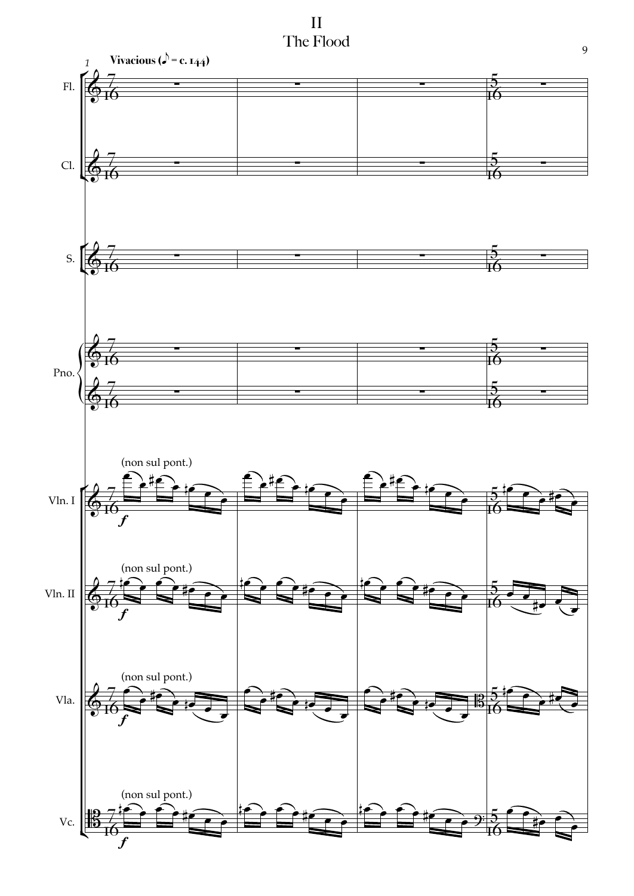# II
## The Flood

**Vivacious** (♪ = c. 144)

Fl.

Cl.

S.

Pno.

Vln. I (non sul pont.) *f*

Vln. II (non sul pont.) *f*

Vla. (non sul pont.) *f*

Vc. (non sul pont.) *f*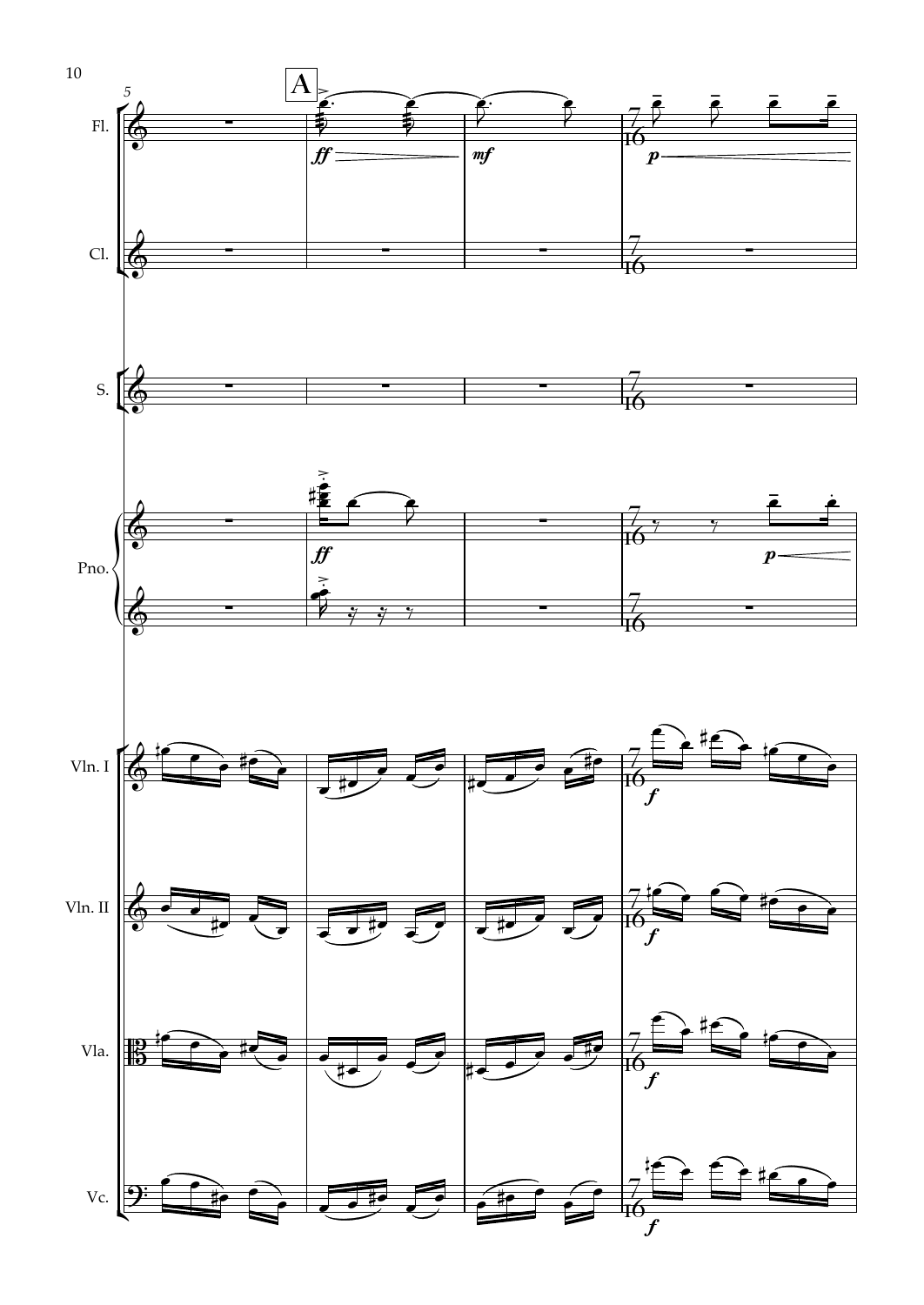A

Fl.

Cl.

S.

Pno.

Vln. I

Vln. II

Vla.

Vc.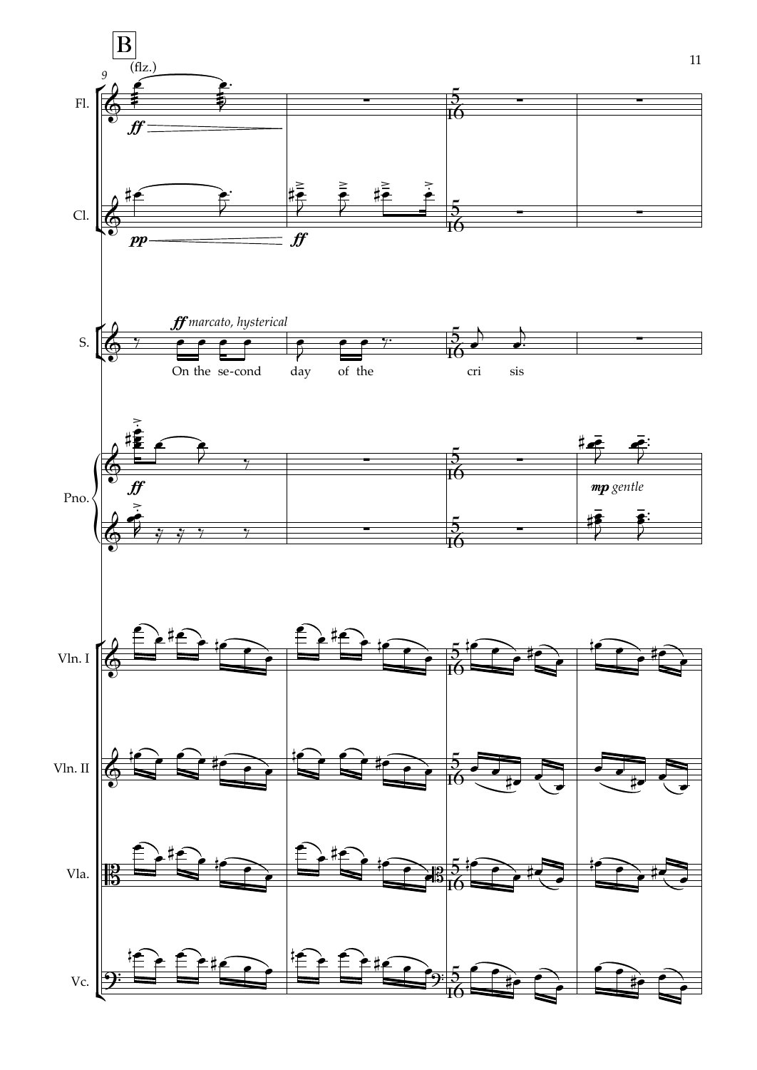B

(flz.)

Fl.

Cl.

S.

*ff marcato, hysterical*

On the se-cond day of the cri sis

Pno.

*mp gentle*

Vln. I

Vln. II

Vla.

Vc.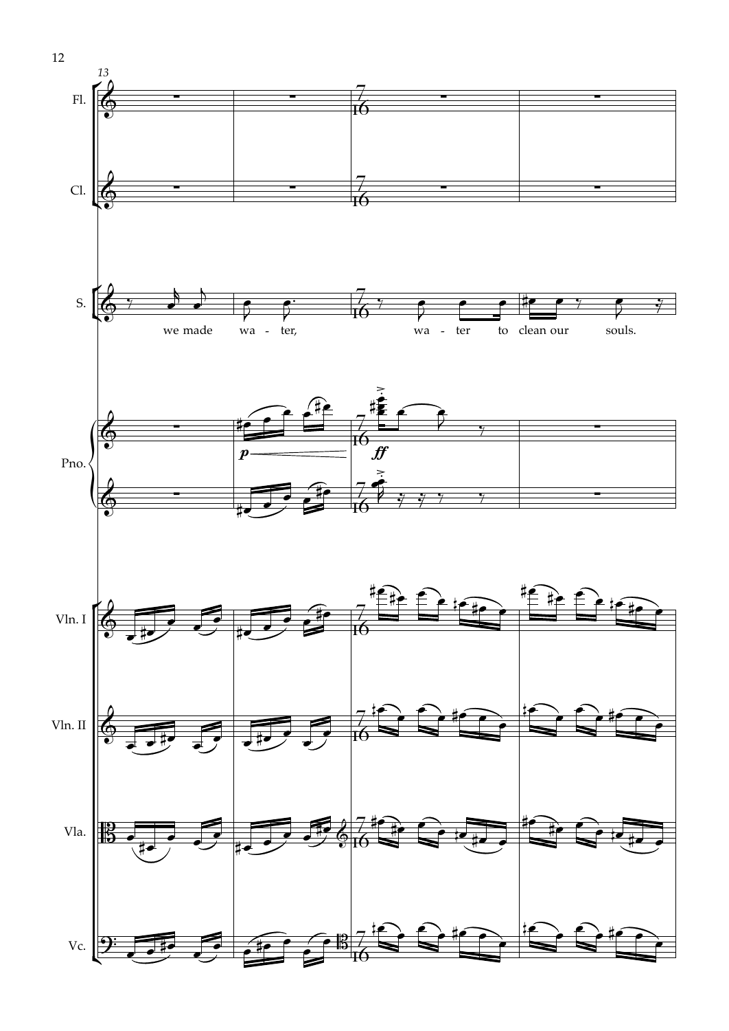we made wa - ter, wa - ter to clean our souls.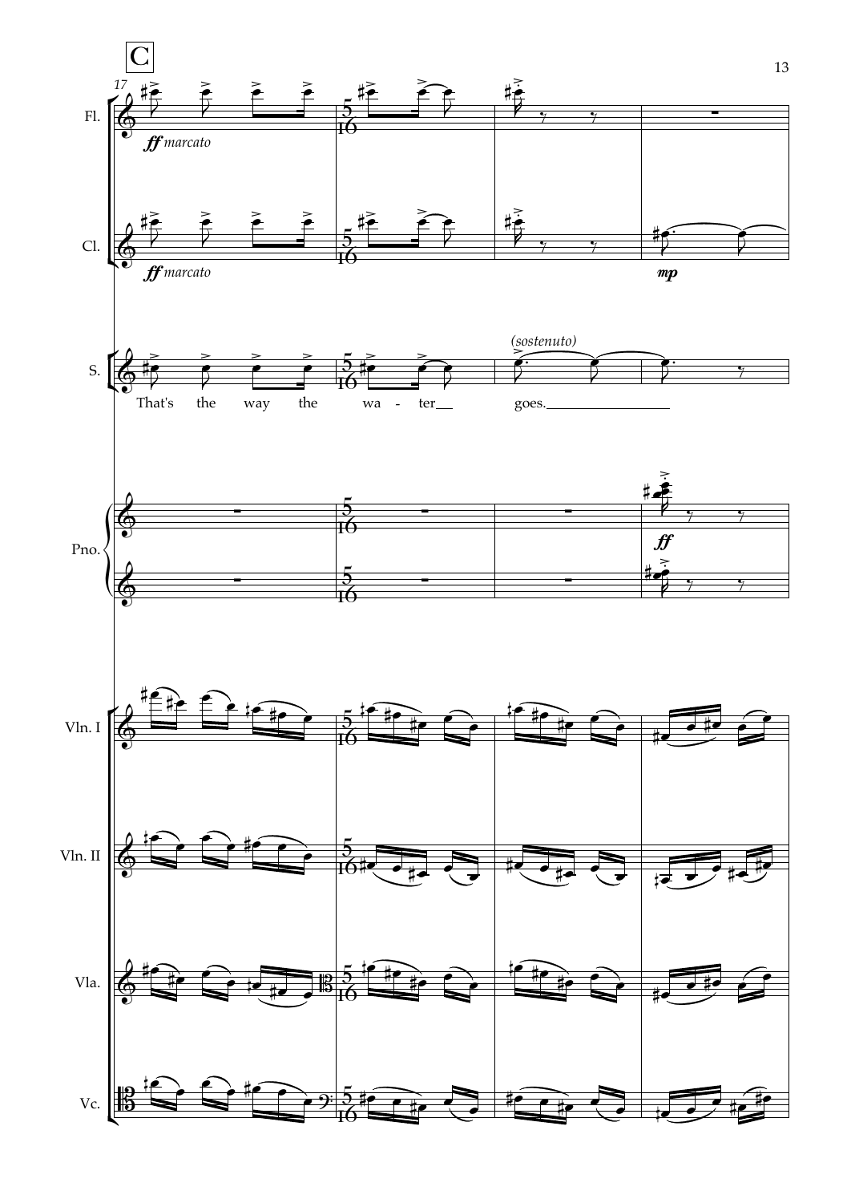C

17

Fl.

*ff marcato*

Cl.

*ff marcato*

*mp*

S.

*(sostenuto)*

That's the way the wa - ter__ goes.________________

Pno.

*ff*

Vln. I

Vln. II

Vla.

Vc.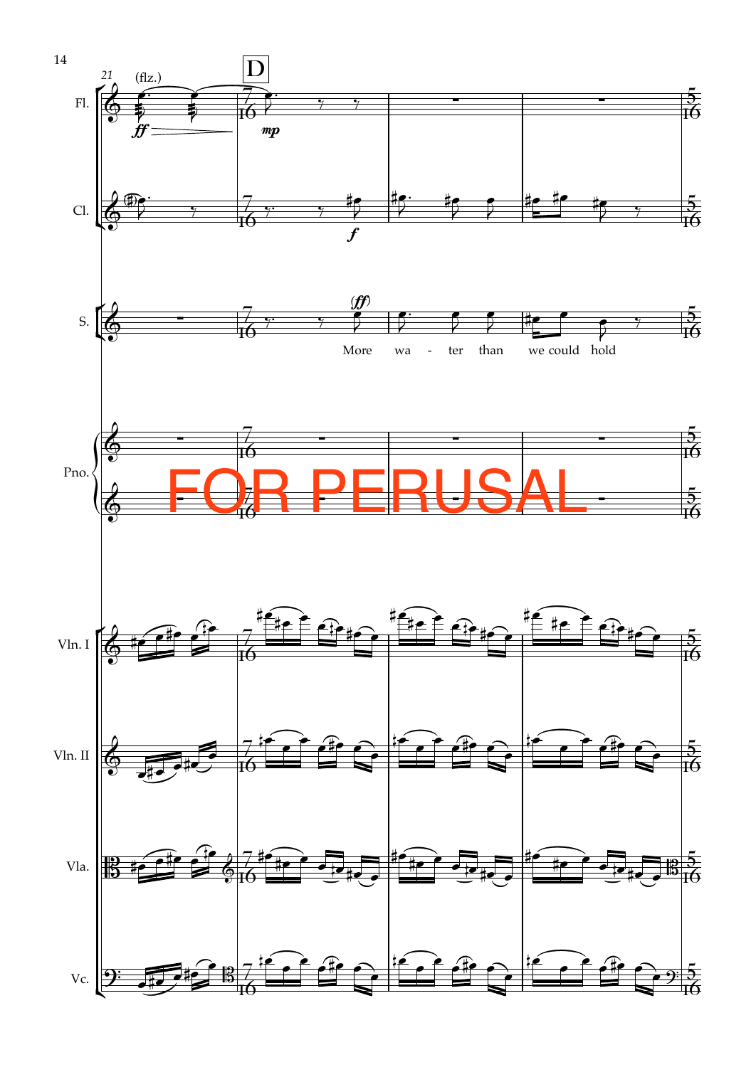(flz.)

**D**

Fl.

Cl.

S.

More wa - ter than we could hold

Pno.

FOR PERUSAL

Vln. I

Vln. II

Vla.

Vc.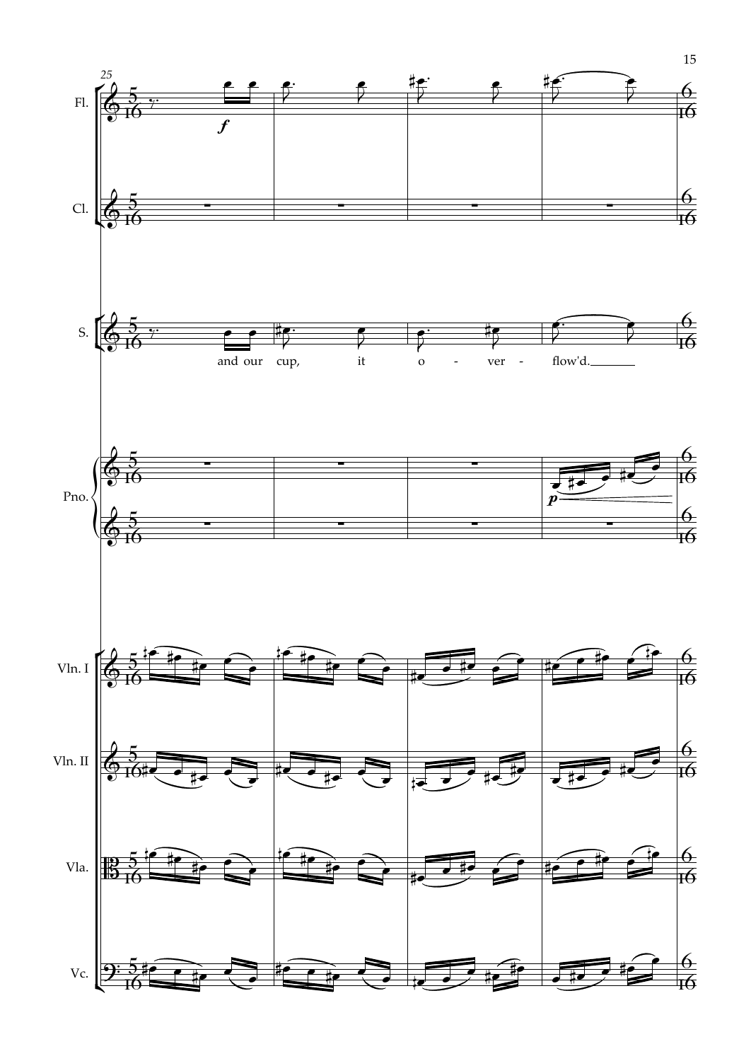25

Fl.

Cl.

S.

and our cup, it o - ver - flow'd.

Pno.

Vln. I

Vln. II

Vla.

Vc.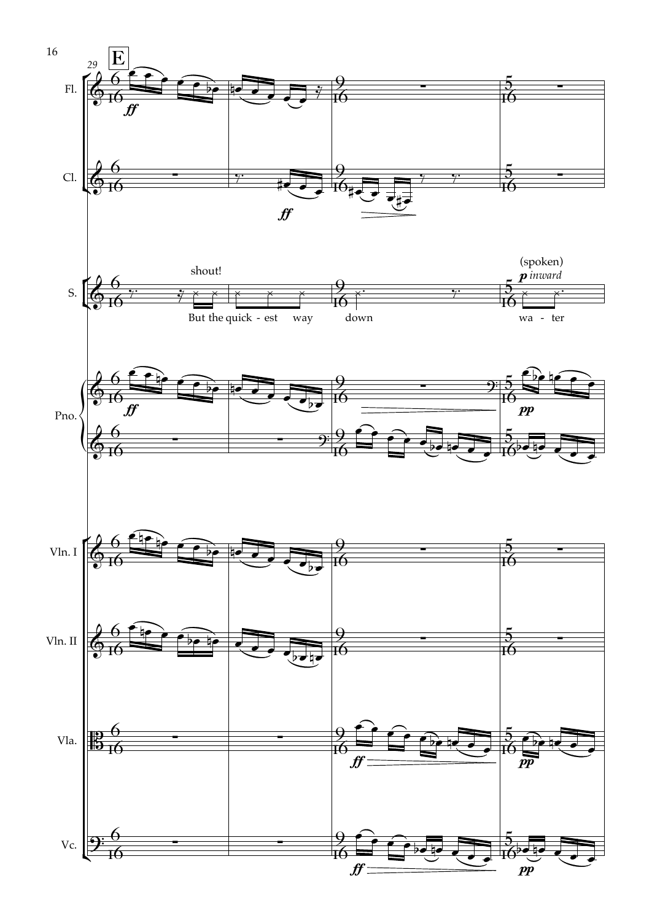**E**

Fl.

Cl.

S.

shout!

But the quick - est way down

(spoken)

*p inward*

wa - ter

Pno.

Vln. I

Vln. II

Vla.

Vc.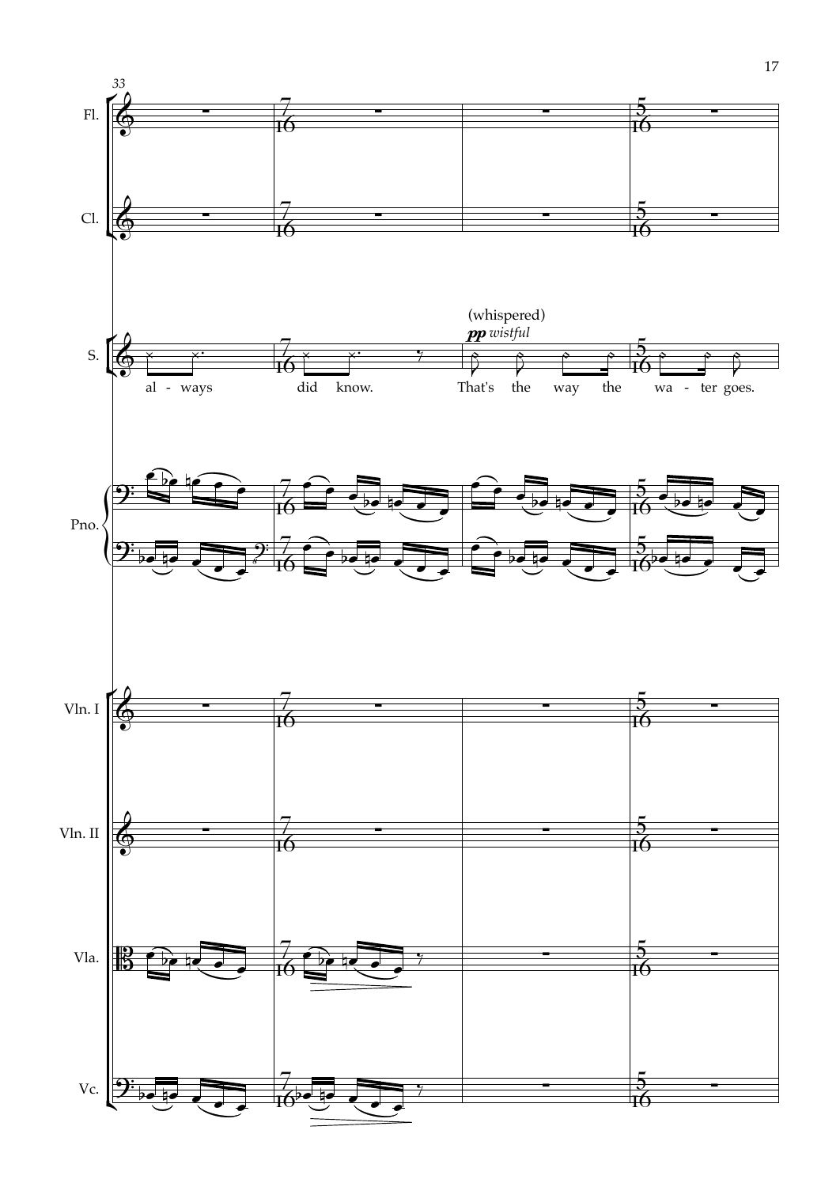33

Fl.

Cl.

S.

(whispered)

***pp*** *wistful*

al - ways did know. That's the way the wa - ter goes.

Pno.

Vln. I

Vln. II

Vla.

Vc.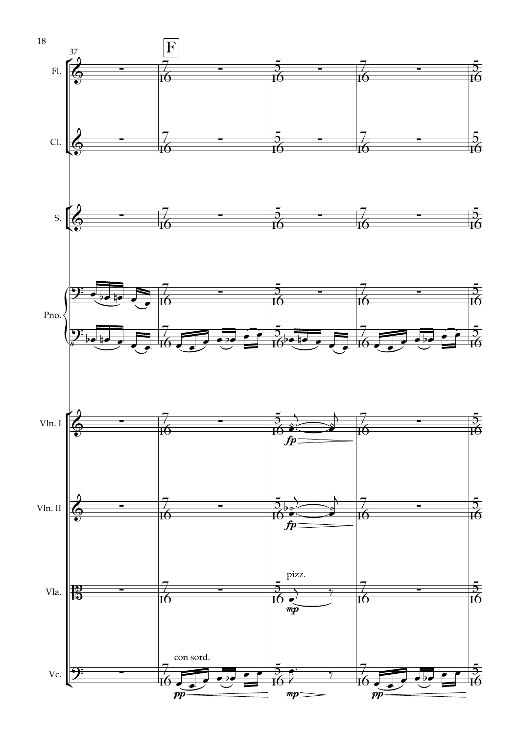F

Fl.

Cl.

S.

Pno.

Vln. I

Vln. II

Vla.

Vc.

pizz.

con sord.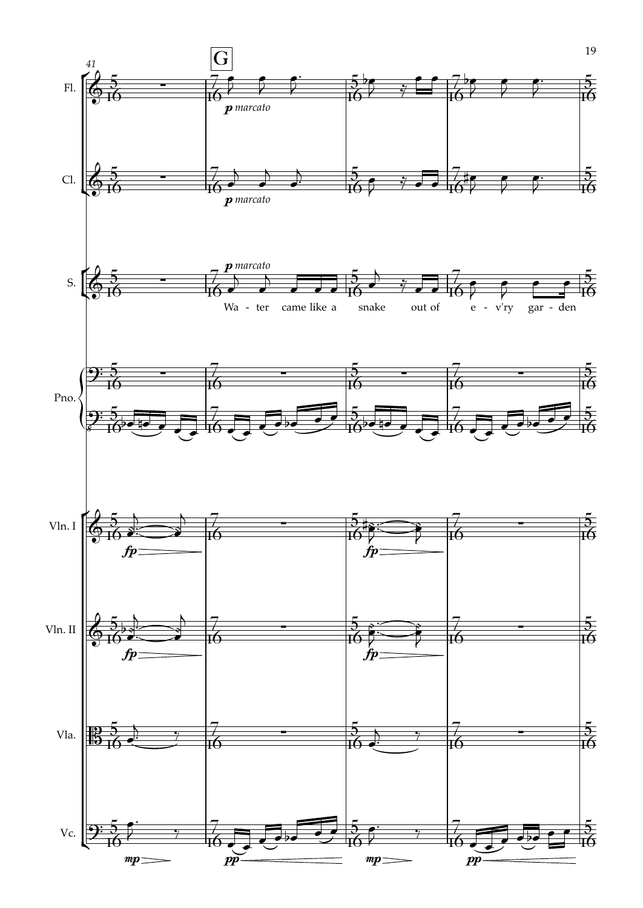G

Fl.

*p marcato*

Cl.

*p marcato*

S.

*p marcato*

Wa - ter came like a snake out of e - v'ry gar - den

Pno.

Vln. I

*fp*

Vln. II

*fp*

Vla.

Vc.

*mp* *pp* *mp* *pp*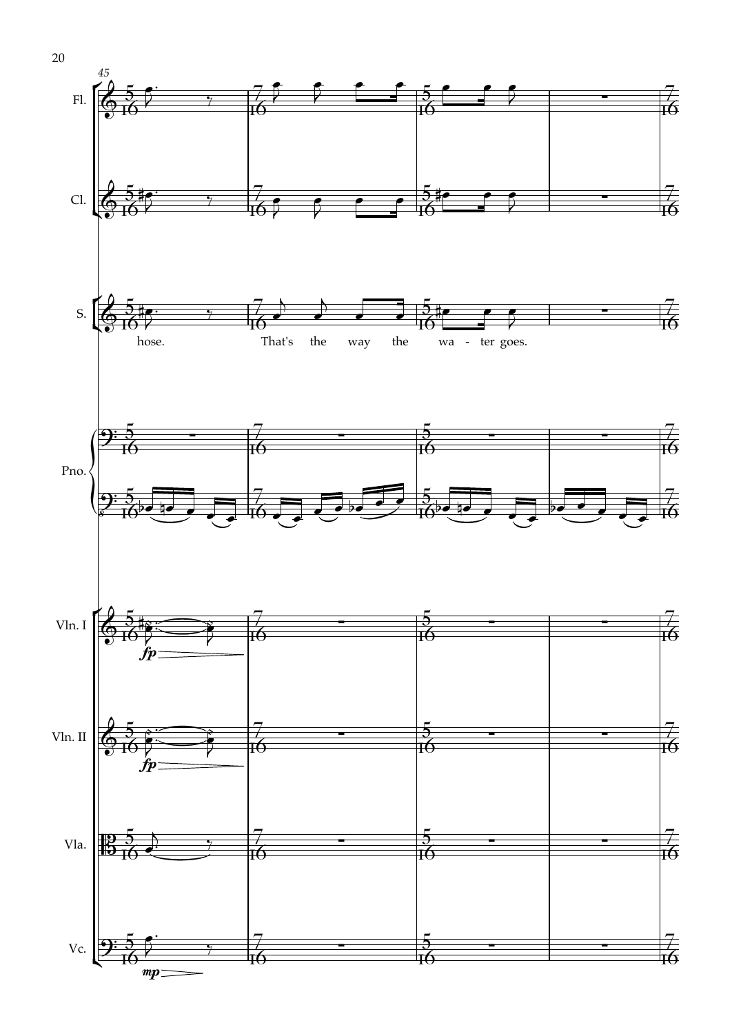Fl.

Cl.

S.

hose. That's the way the wa - ter goes.

Pno.

Vln. I

Vln. II

Vla.

Vc.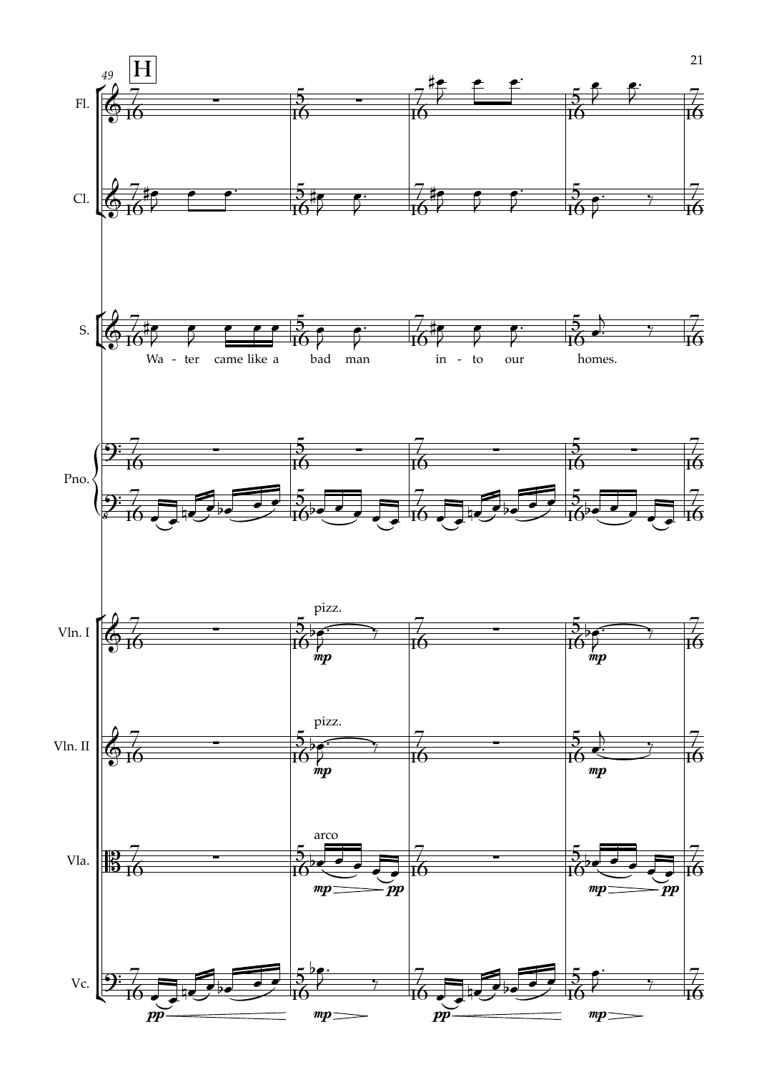H

Fl.

Cl.

S.

Wa - ter came like a bad man in - to our homes.

Pno.

Vln. I — pizz. *mp*

Vln. II — pizz. *mp*

Vla. — arco *mp* — *pp*

Vc. — *pp* — *mp*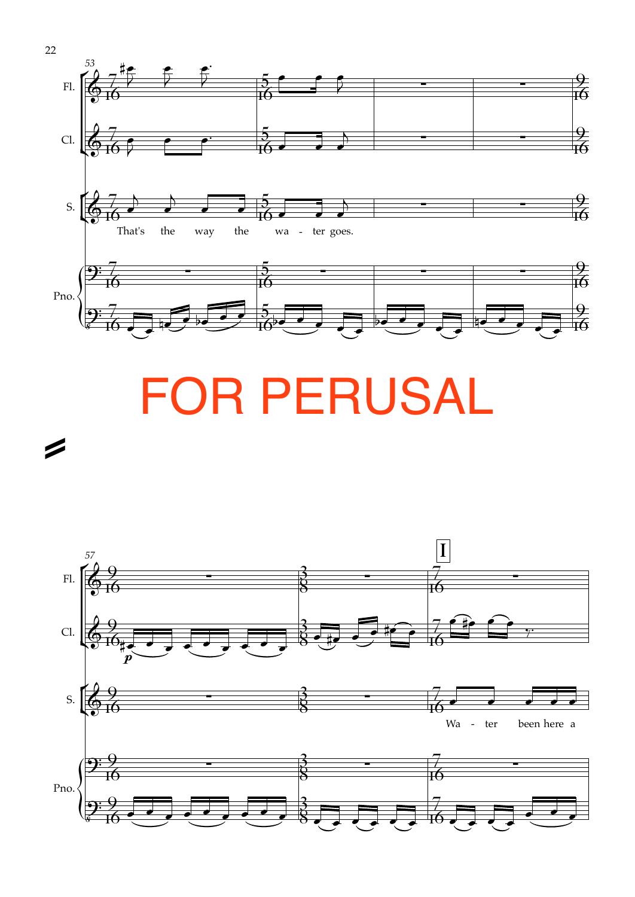FOR PERUSAL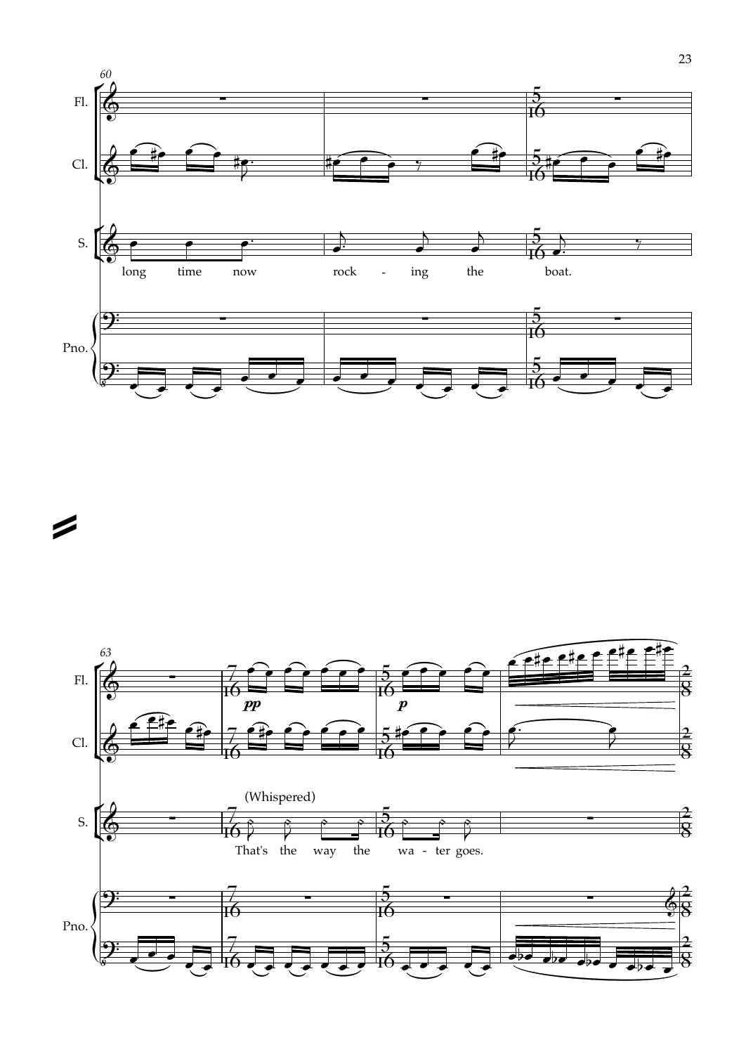60

Fl.

Cl.

S.

long time now rock - ing the boat.

Pno.

63

Fl.

*pp* *p*

Cl.

S.

(Whispered)

That's the way the wa - ter goes.

Pno.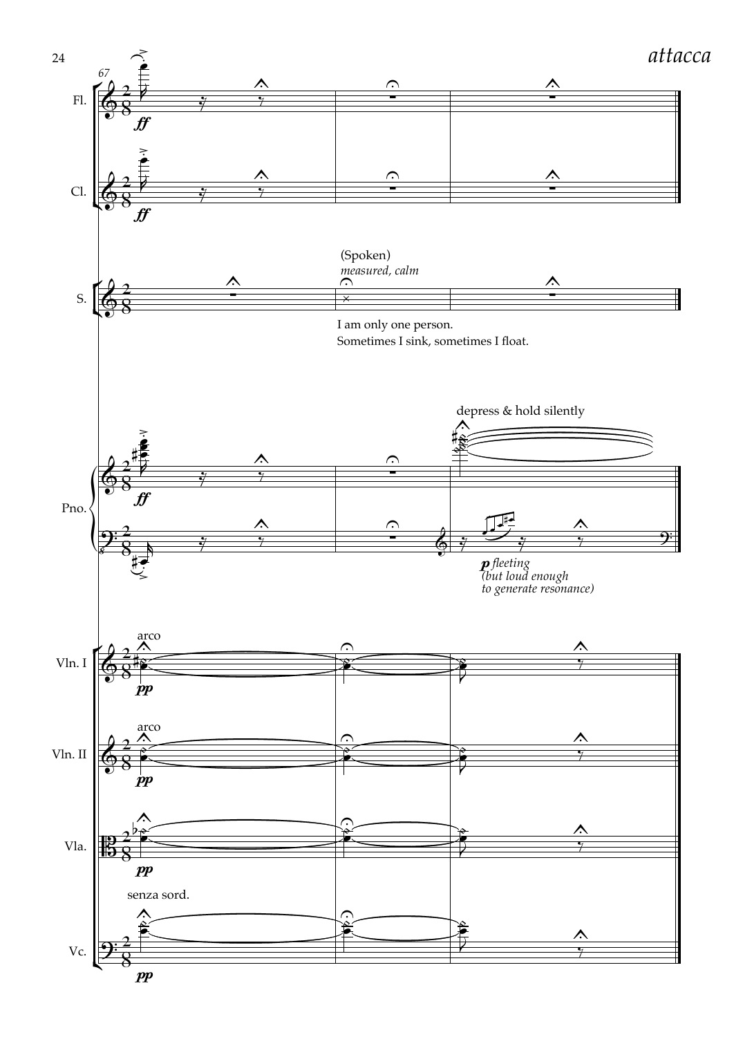*attacca*

(Spoken)
*measured, calm*

I am only one person.
Sometimes I sink, sometimes I float.

depress & hold silently

*p fleeting (but loud enough to generate resonance)*

arco

arco

senza sord.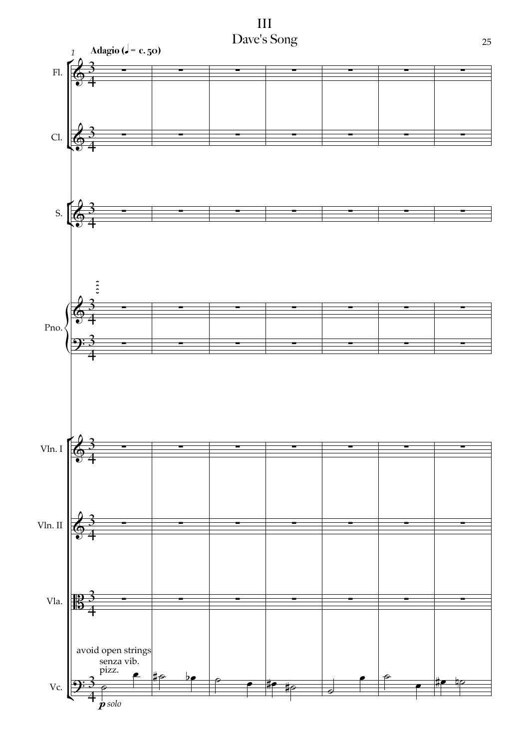# III
## Dave's Song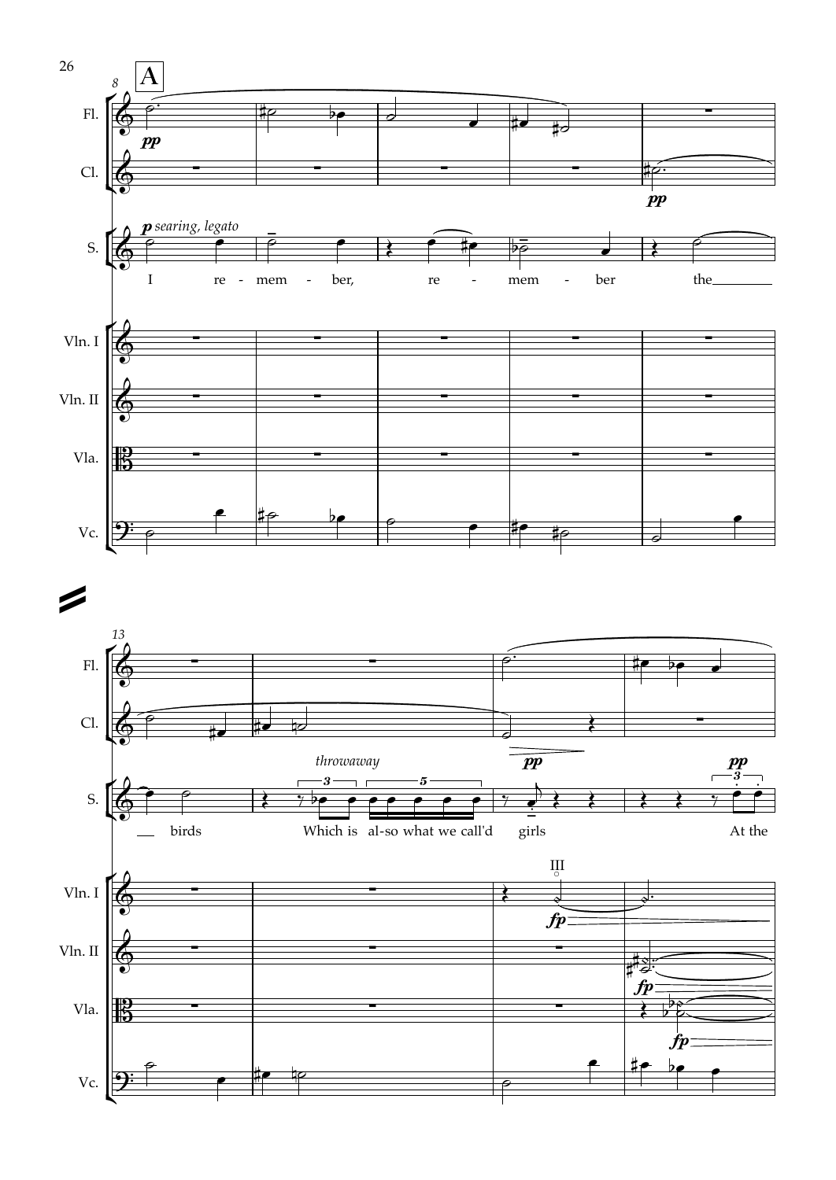A

I re - mem - ber, re - mem - ber the birds Which is al-so what we call'd girls At the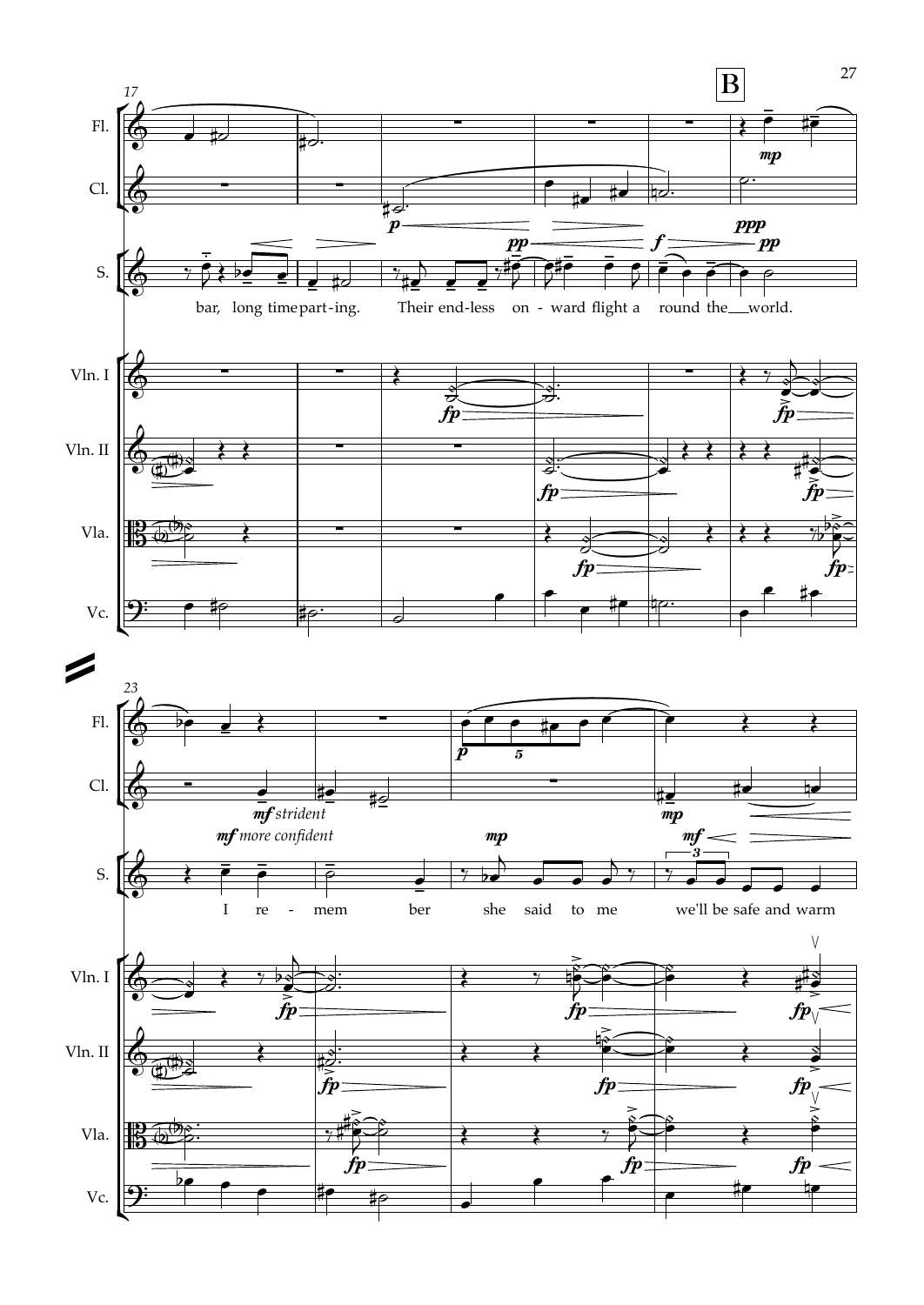B

Fl.
Cl.
S.
Vln. I
Vln. II
Vla.
Vc.

bar, long time part-ing. Their end-less on - ward flight a round the world.

*mf strident*

*mf more confident*

I re - mem ber she said to me we'll be safe and warm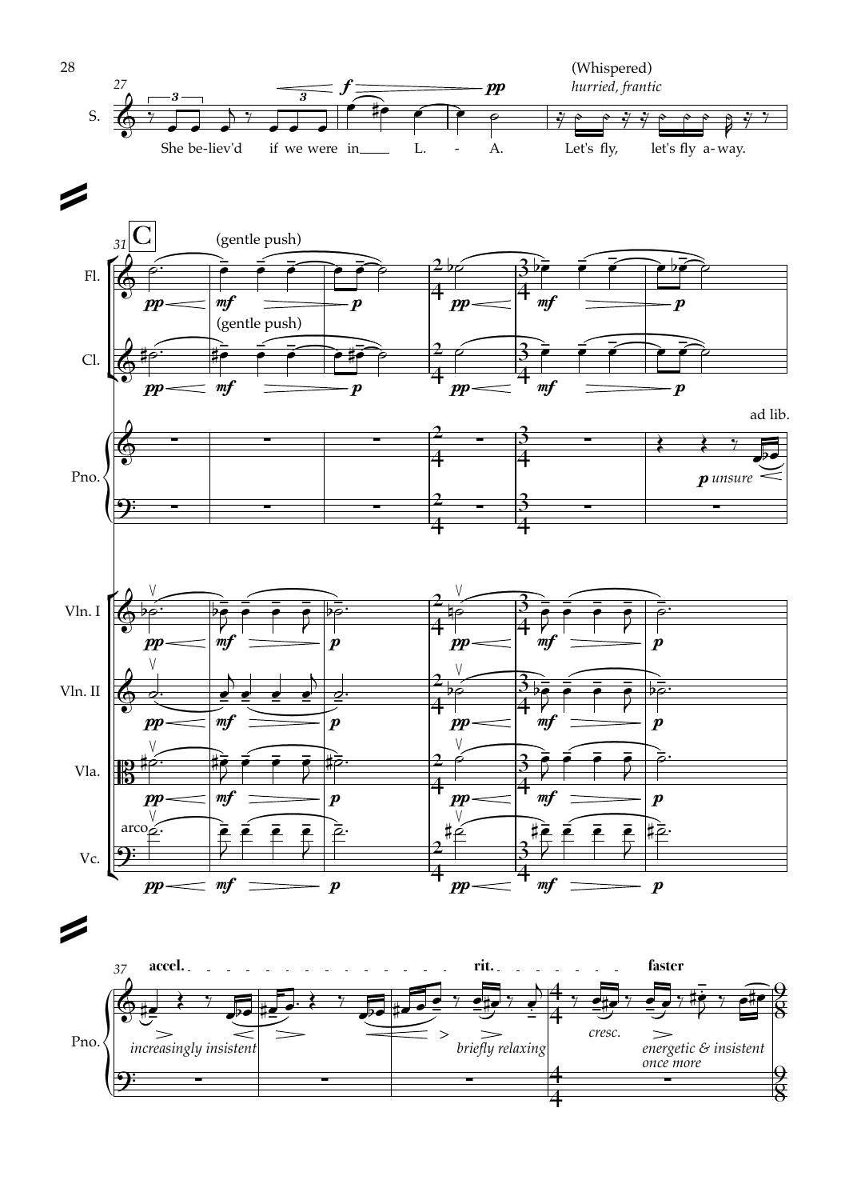(Whispered)

*hurried, frantic*

S.

She be-liev'd if we were in L. - A. Let's fly, let's fly a-way.

C

(gentle push)

Fl.

(gentle push)

Cl.

ad lib.

*p unsure*

Pno.

Vln. I

Vln. II

Vla.

arco

Vc.

**accel.** **rit.** **faster**

Pno.

*increasingly insistent* *briefly relaxing* *cresc.* *energetic & insistent once more*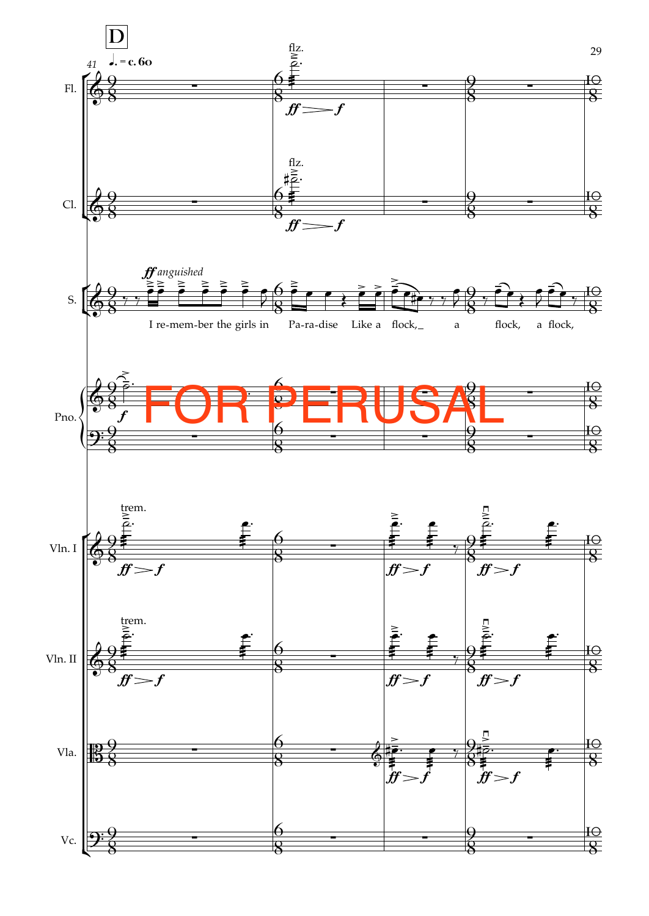**D**

♩. = c. 60

*ff anguished*

I re-mem-ber the girls in Pa-ra-dise Like a flock,_ a flock, a flock,

FOR PERUSAL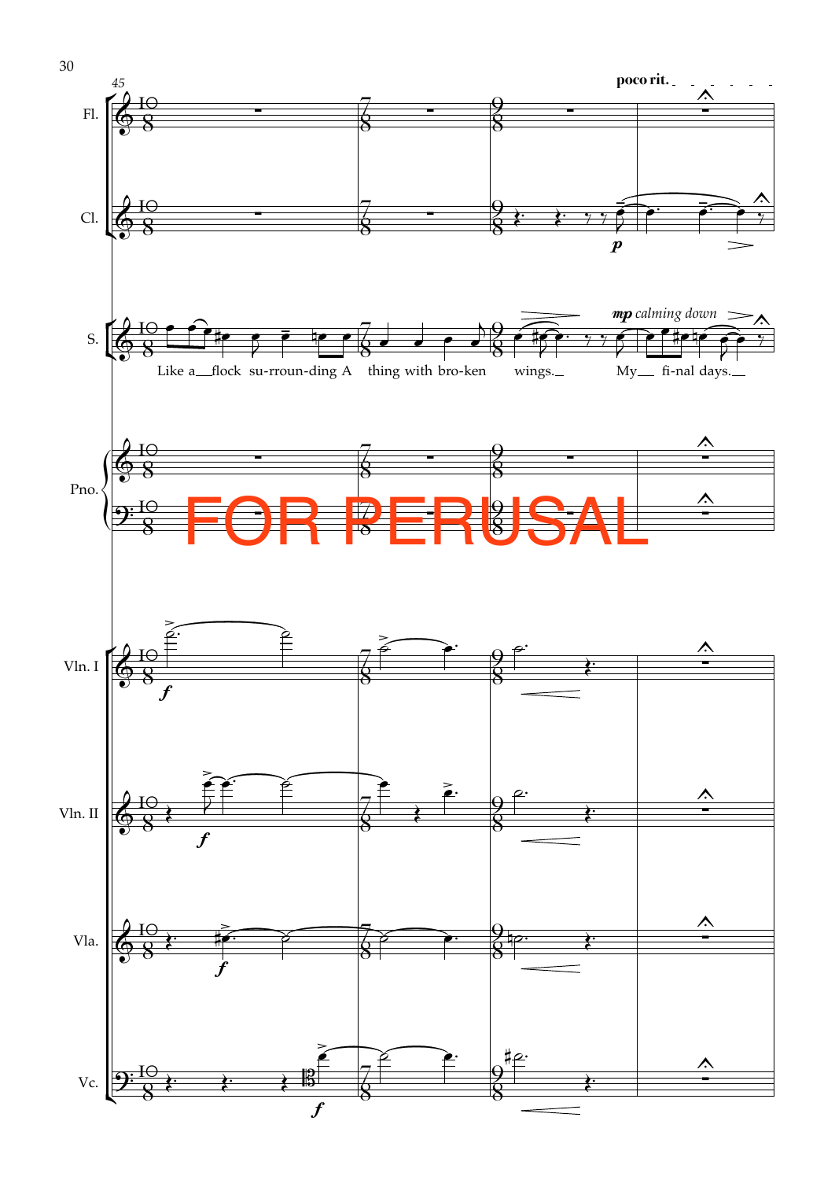poco rit.

Fl.

Cl.

S.

*mp calming down*

Like a flock su-rroun-ding A thing with bro-ken wings. My fi-nal days.

Pno.

FOR PERUSAL

Vln. I

Vln. II

Vla.

Vc.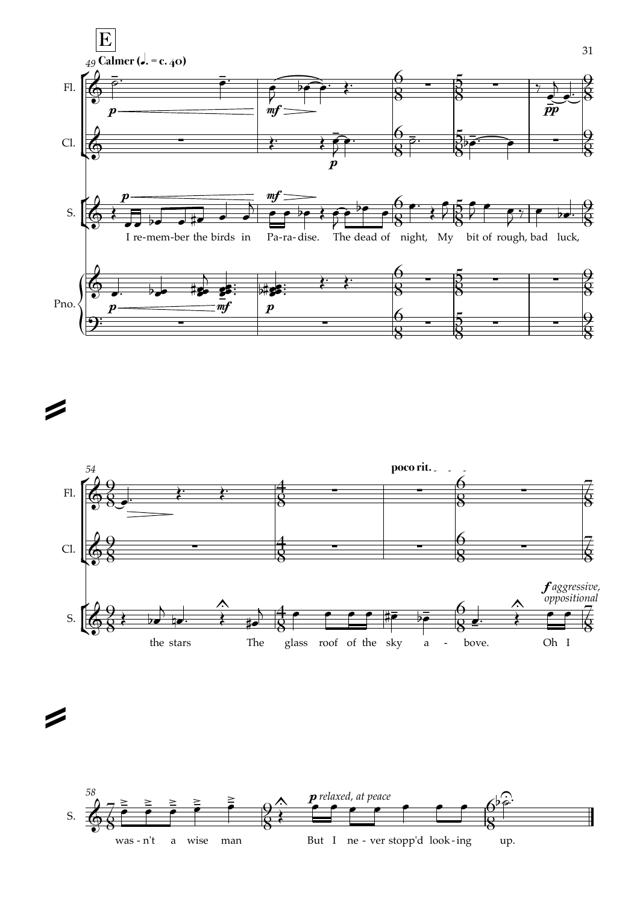E

49 **Calmer** (♩. = c. 40)

Fl.

Cl.

S.

I re-mem-ber the birds in Pa-ra-dise. The dead of night, My bit of rough, bad luck,

Pno.

54

**poco rit.**

Fl.

Cl.

S.

*f aggressive, oppositional*

the stars The glass roof of the sky a - bove. Oh I

58

S.

*p relaxed, at peace*

was-n't a wise man But I ne - ver stopp'd look-ing up.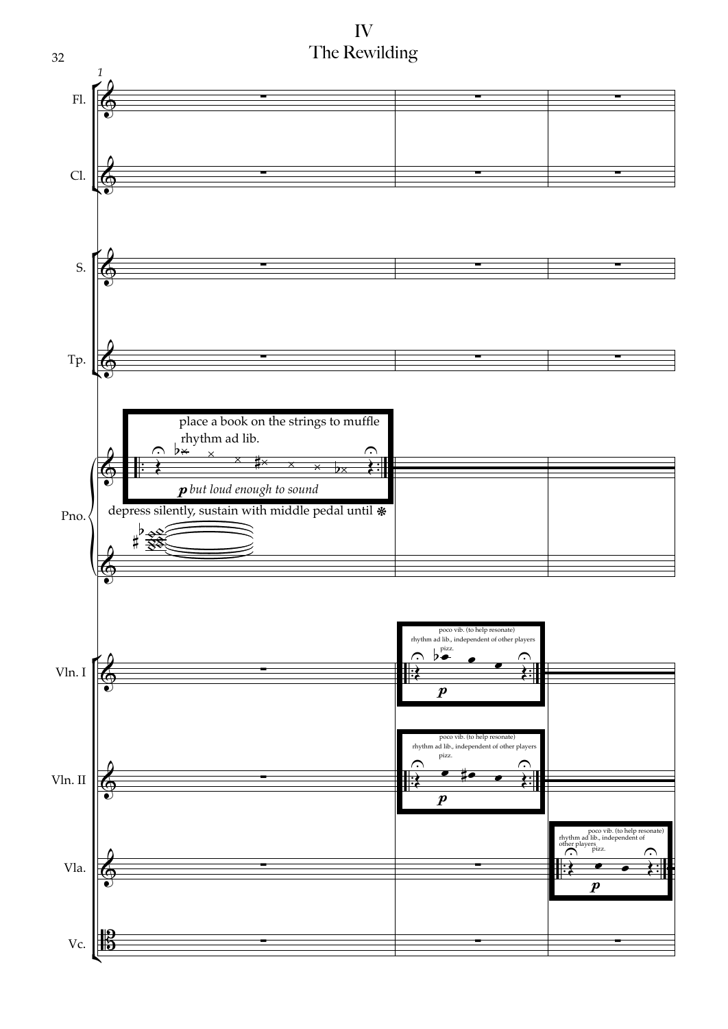# IV
## The Rewilding

place a book on the strings to muffle

rhythm ad lib.

*p but loud enough to sound*

depress silently, sustain with middle pedal until ❋

poco vib. (to help resonate)

rhythm ad lib., independent of other players

pizz.

*p*

poco vib. (to help resonate)

rhythm ad lib., independent of other players

pizz.

*p*

poco vib. (to help resonate)

rhythm ad lib., independent of other players

pizz.

*p*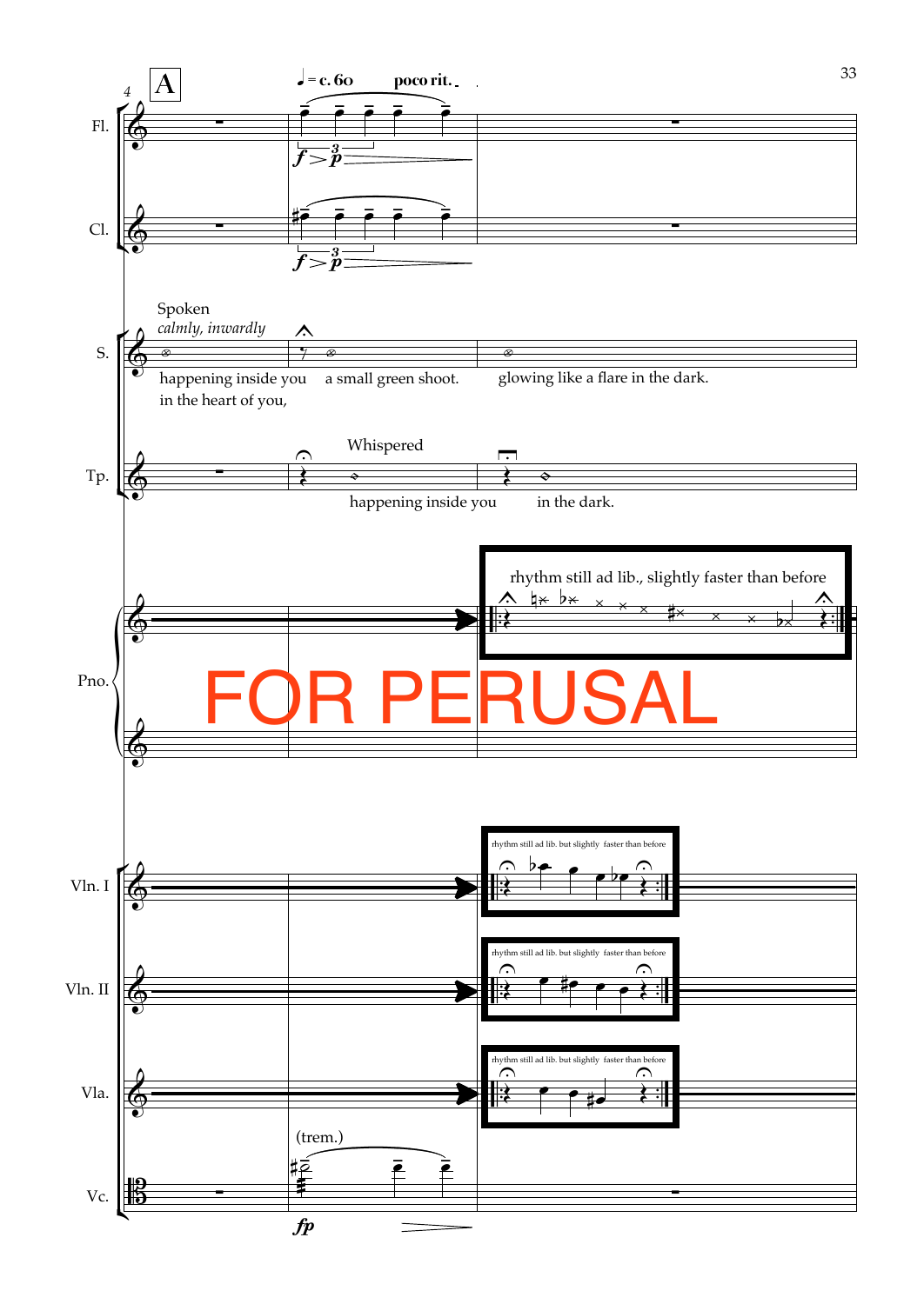A

♩= c. 60 poco rit.

Spoken
*calmly, inwardly*

happening inside you a small green shoot. glowing like a flare in the dark.
in the heart of you,

Whispered

happening inside you in the dark.

rhythm still ad lib., slightly faster than before

FOR PERUSAL

rhythm still ad lib. but slightly faster than before

rhythm still ad lib. but slightly faster than before

rhythm still ad lib. but slightly faster than before

(trem.)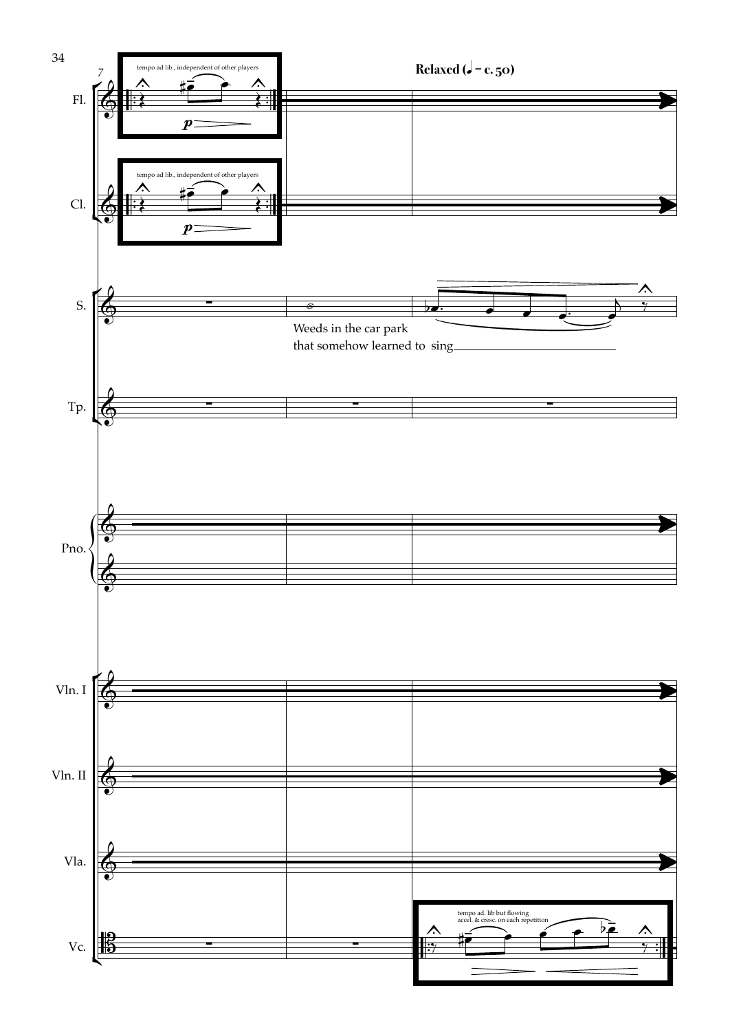tempo ad lib., independent of other players

Relaxed (♩ = c. 50)

Fl.

Cl.

S.

Weeds in the car park
that somehow learned to sing

Tp.

Pno.

Vln. I

Vln. II

Vla.

tempo ad. lib but flowing
accel. & cresc. on each repetition

Vc.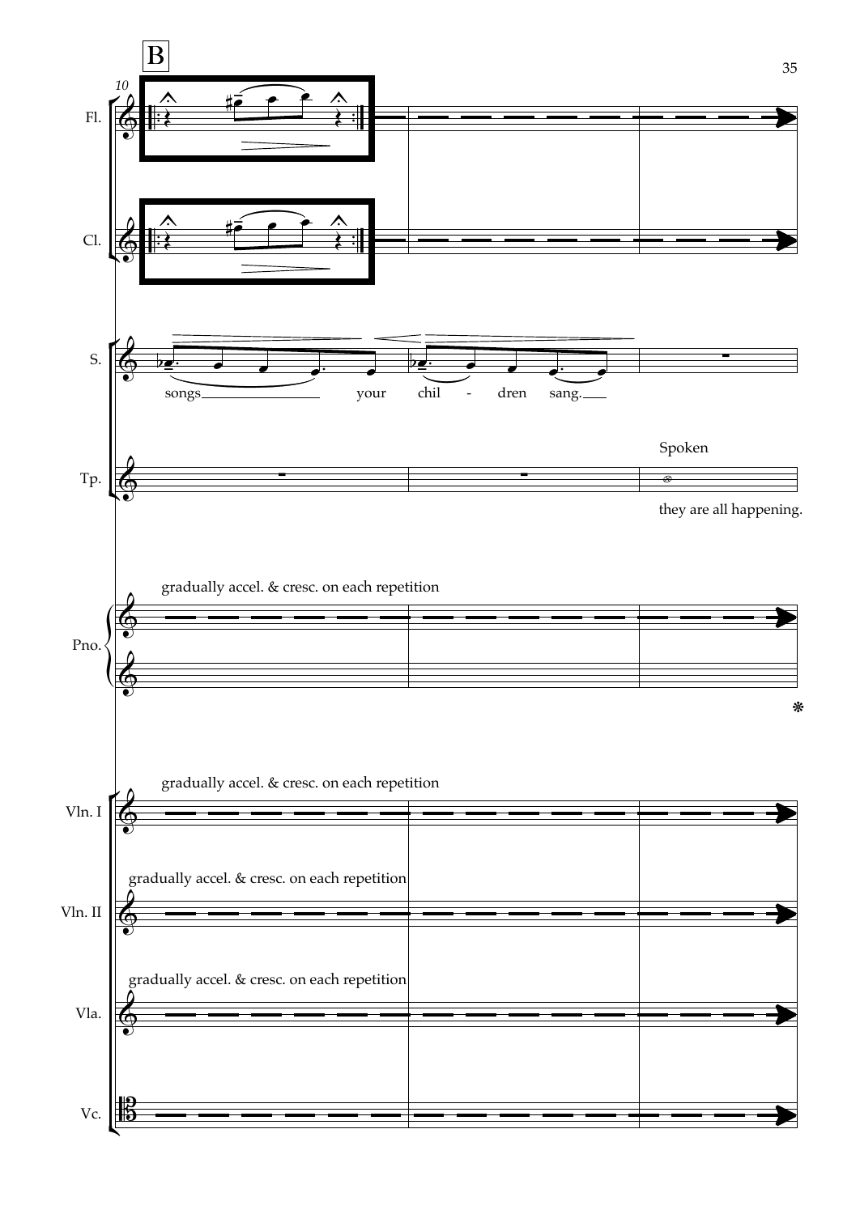**B**

10

Fl.

Cl.

S.

songs your chil - dren sang.

Tp.

Spoken

they are all happening.

Pno.

gradually accel. & cresc. on each repetition

Vln. I

gradually accel. & cresc. on each repetition

Vln. II

gradually accel. & cresc. on each repetition

Vla.

gradually accel. & cresc. on each repetition

Vc.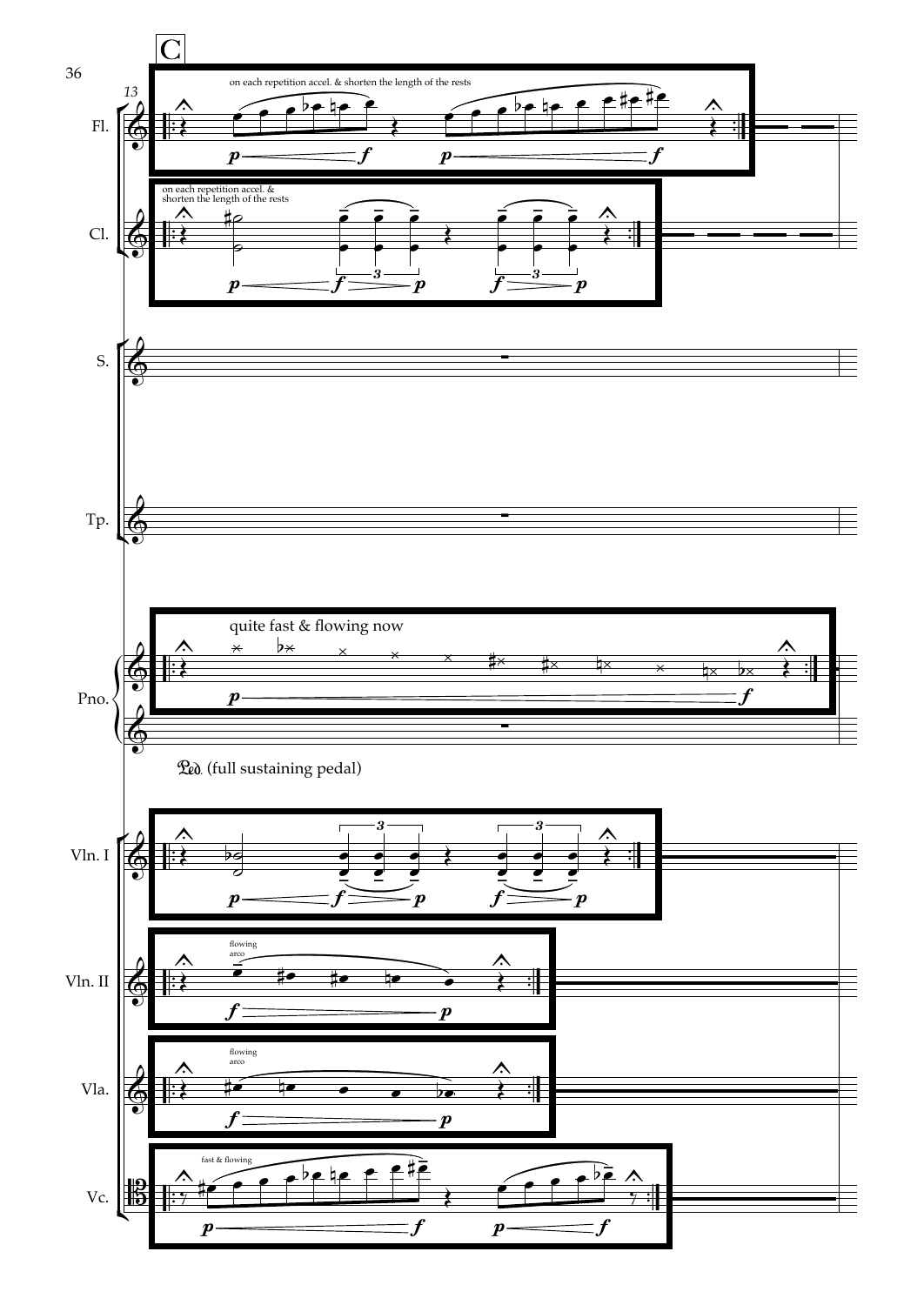C

13

Fl.

on each repetition accel. & shorten the length of the rests

Cl.

on each repetition accel. & shorten the length of the rests

S.

Tp.

Pno.

quite fast & flowing now

Ped. (full sustaining pedal)

Vln. I

Vln. II

flowing arco

Vla.

flowing arco

Vc.

fast & flowing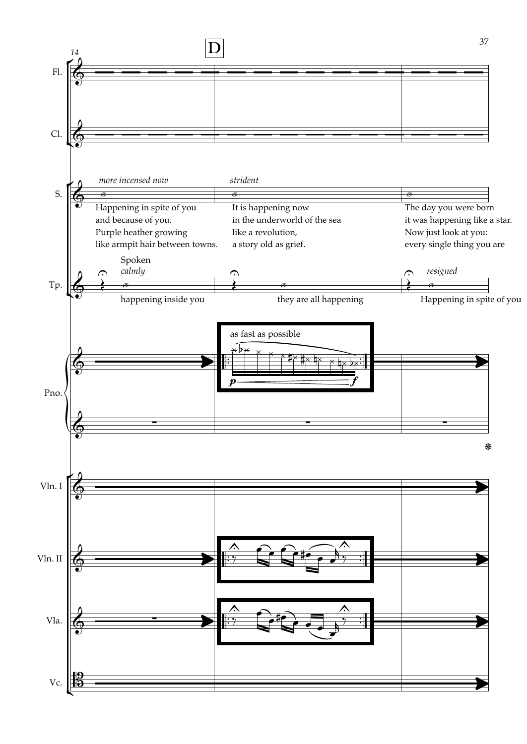**D**

14

Fl.

Cl.

S. *more incensed now*

Happening in spite of you
and because of you.
Purple heather growing
like armpit hair between towns.

*strident*

It is happening now
in the underworld of the sea
like a revolution,
a story old as grief.

The day you were born
it was happening like a star.
Now just look at you:
every single thing you are

Tp. Spoken *calmly*

happening inside you

they are all happening

*resigned*

Happening in spite of you

Pno.

as fast as possible

*p* — *f*

❋

Vln. I

Vln. II

Vla.

Vc.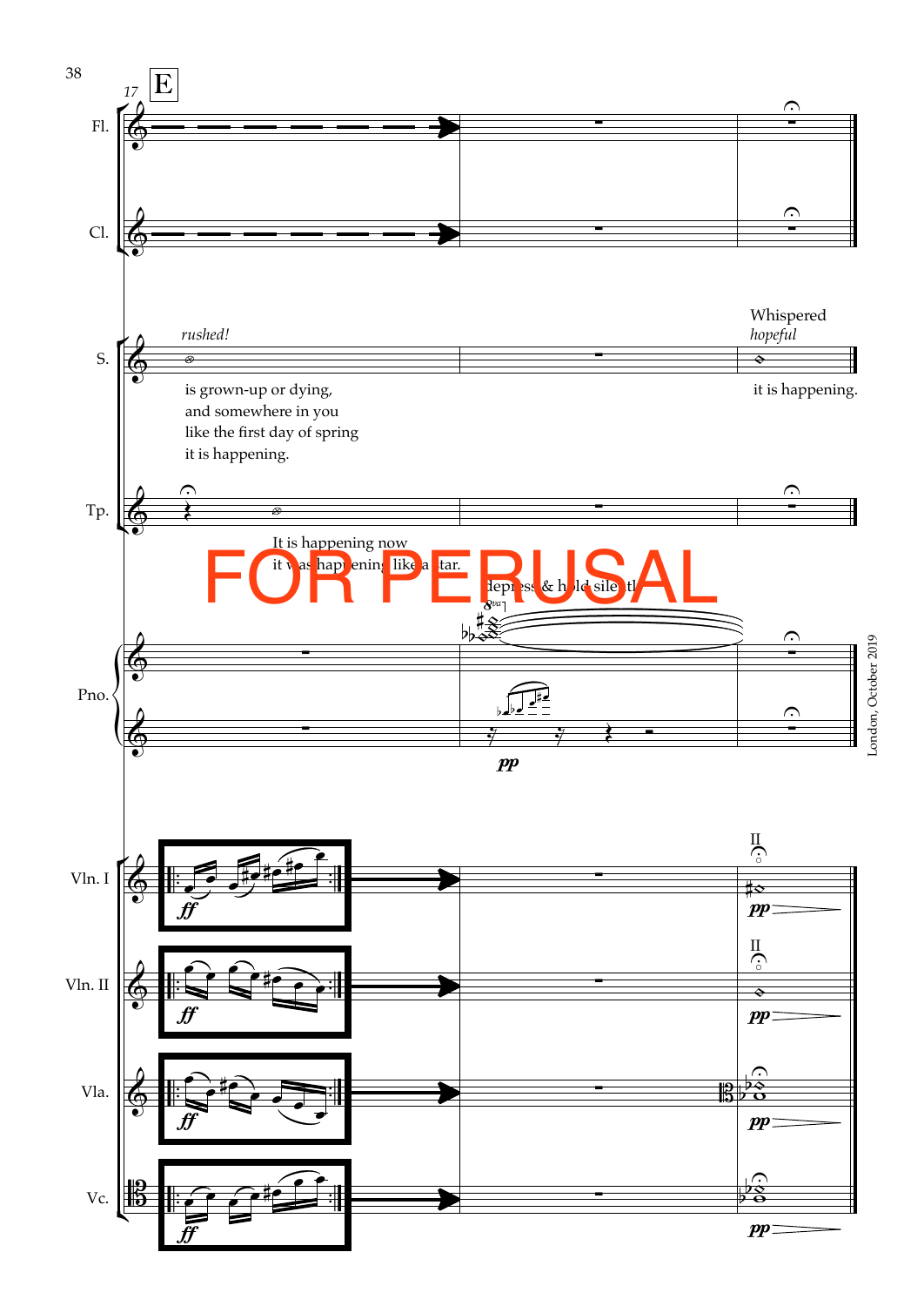E

rushed!

is grown-up or dying,
and somewhere in you
like the first day of spring
it is happening.

Whispered
*hopeful*

it is happening.

It is happening now
it was happening like a star.

depress & hold silently

FOR PERUSAL

London, October 2019